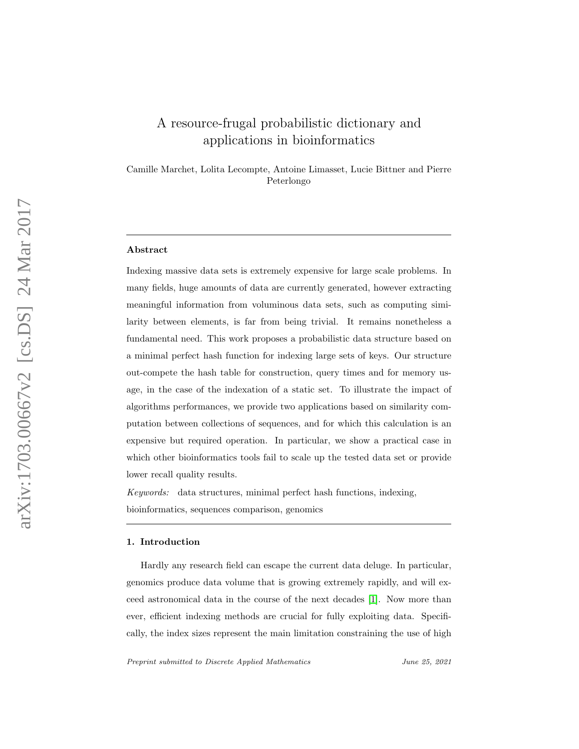# A resource-frugal probabilistic dictionary and applications in bioinformatics

Camille Marchet, Lolita Lecompte, Antoine Limasset, Lucie Bittner and Pierre Peterlongo

---

**Abstract**

Indexing massive data sets is extremely expensive for large scale problems. In many fields, huge amounts of data are currently generated, however extracting meaningful information from voluminous data sets, such as computing similarity between elements, is far from being trivial. It remains nonetheless a fundamental need. This work proposes a probabilistic data structure based on a minimal perfect hash function for indexing large sets of keys. Our structure out-compete the hash table for construction, query times and for memory usage, in the case of the indexation of a static set. To illustrate the impact of algorithms performances, we provide two applications based on similarity computation between collections of sequences, and for which this calculation is an expensive but required operation. In particular, we show a practical case in which other bioinformatics tools fail to scale up the tested data set or provide lower recall quality results.

*Keywords:* data structures, minimal perfect hash functions, indexing, bioinformatics, sequences comparison, genomics

---

## 1. Introduction

Hardly any research field can escape the current data deluge. In particular, genomics produce data volume that is growing extremely rapidly, and will exceed astronomical data in the course of the next decades [1]. Now more than ever, efficient indexing methods are crucial for fully exploiting data. Specifically, the index sizes represent the main limitation constraining the use of high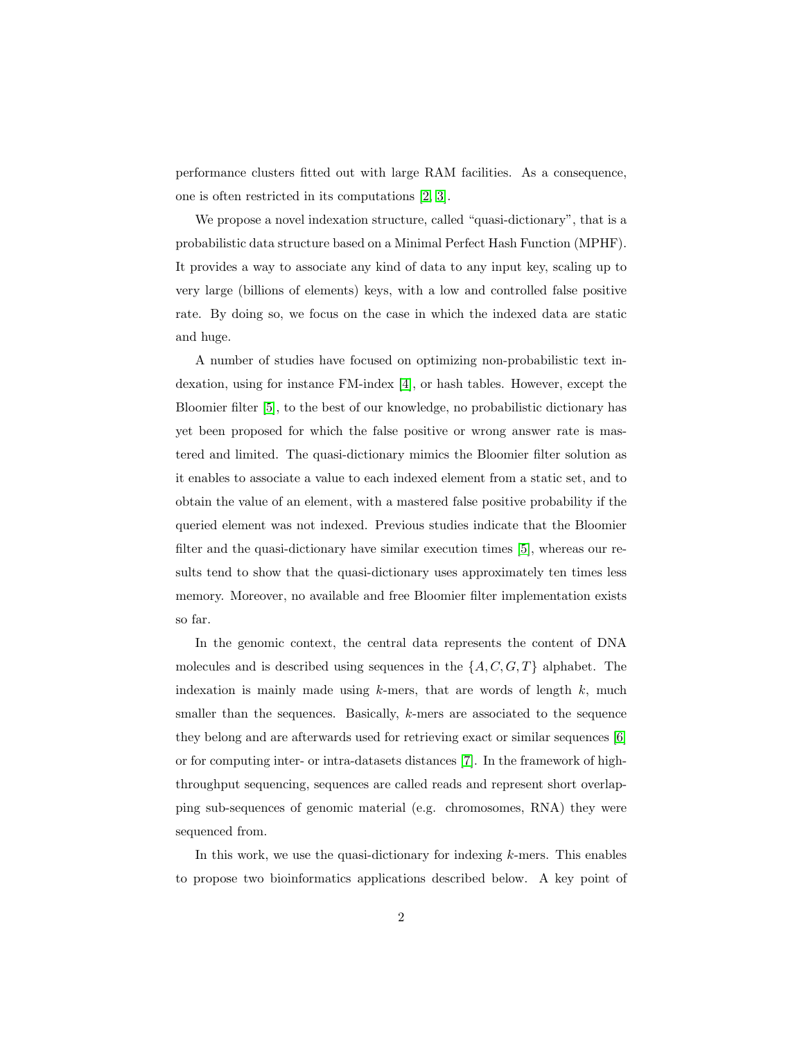performance clusters fitted out with large RAM facilities. As a consequence, one is often restricted in its computations [2, 3].

We propose a novel indexation structure, called "quasi-dictionary", that is a probabilistic data structure based on a Minimal Perfect Hash Function (MPHF). It provides a way to associate any kind of data to any input key, scaling up to very large (billions of elements) keys, with a low and controlled false positive rate. By doing so, we focus on the case in which the indexed data are static and huge.

A number of studies have focused on optimizing non-probabilistic text indexation, using for instance FM-index [4], or hash tables. However, except the Bloomier filter [5], to the best of our knowledge, no probabilistic dictionary has yet been proposed for which the false positive or wrong answer rate is mastered and limited. The quasi-dictionary mimics the Bloomier filter solution as it enables to associate a value to each indexed element from a static set, and to obtain the value of an element, with a mastered false positive probability if the queried element was not indexed. Previous studies indicate that the Bloomier filter and the quasi-dictionary have similar execution times [5], whereas our results tend to show that the quasi-dictionary uses approximately ten times less memory. Moreover, no available and free Bloomier filter implementation exists so far.

In the genomic context, the central data represents the content of DNA molecules and is described using sequences in the $\{A, C, G, T\}$ alphabet. The indexation is mainly made using $k$-mers, that are words of length $k$, much smaller than the sequences. Basically, $k$-mers are associated to the sequence they belong and are afterwards used for retrieving exact or similar sequences [6] or for computing inter- or intra-datasets distances [7]. In the framework of high-throughput sequencing, sequences are called reads and represent short overlapping sub-sequences of genomic material (e.g. chromosomes, RNA) they were sequenced from.

In this work, we use the quasi-dictionary for indexing $k$-mers. This enables to propose two bioinformatics applications described below. A key point of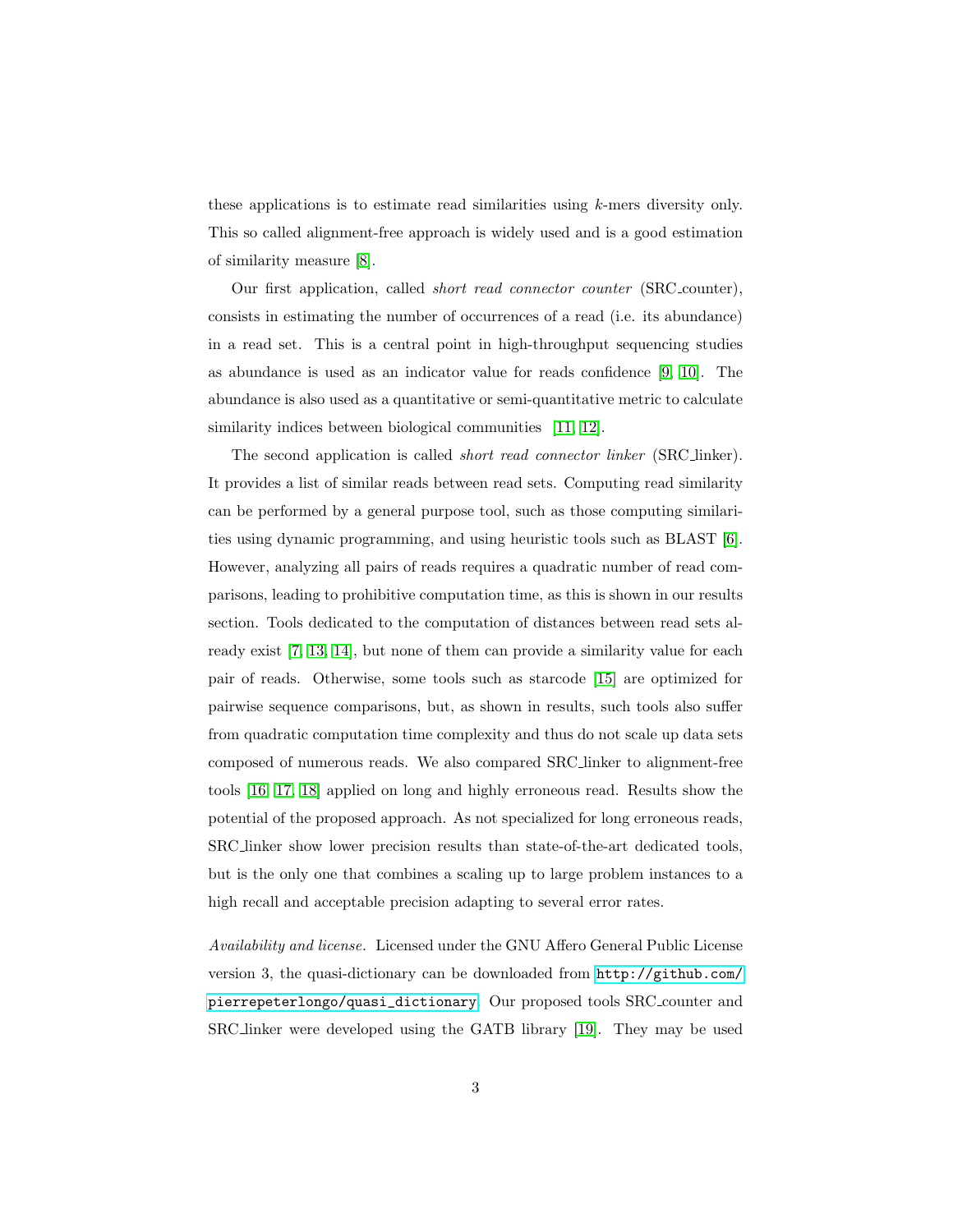these applications is to estimate read similarities using $k$-mers diversity only. This so called alignment-free approach is widely used and is a good estimation of similarity measure [8].

Our first application, called *short read connector counter* (SRC_counter), consists in estimating the number of occurrences of a read (i.e. its abundance) in a read set. This is a central point in high-throughput sequencing studies as abundance is used as an indicator value for reads confidence [9, 10]. The abundance is also used as a quantitative or semi-quantitative metric to calculate similarity indices between biological communities [11, 12].

The second application is called *short read connector linker* (SRC_linker). It provides a list of similar reads between read sets. Computing read similarity can be performed by a general purpose tool, such as those computing similarities using dynamic programming, and using heuristic tools such as BLAST [6]. However, analyzing all pairs of reads requires a quadratic number of read comparisons, leading to prohibitive computation time, as this is shown in our results section. Tools dedicated to the computation of distances between read sets already exist [7, 13, 14], but none of them can provide a similarity value for each pair of reads. Otherwise, some tools such as starcode [15] are optimized for pairwise sequence comparisons, but, as shown in results, such tools also suffer from quadratic computation time complexity and thus do not scale up data sets composed of numerous reads. We also compared SRC_linker to alignment-free tools [16, 17, 18] applied on long and highly erroneous read. Results show the potential of the proposed approach. As not specialized for long erroneous reads, SRC_linker show lower precision results than state-of-the-art dedicated tools, but is the only one that combines a scaling up to large problem instances to a high recall and acceptable precision adapting to several error rates.

*Availability and license.* Licensed under the GNU Affero General Public License version 3, the quasi-dictionary can be downloaded from `http://github.com/pierrepeterlongo/quasi_dictionary`. Our proposed tools SRC_counter and SRC_linker were developed using the GATB library [19]. They may be used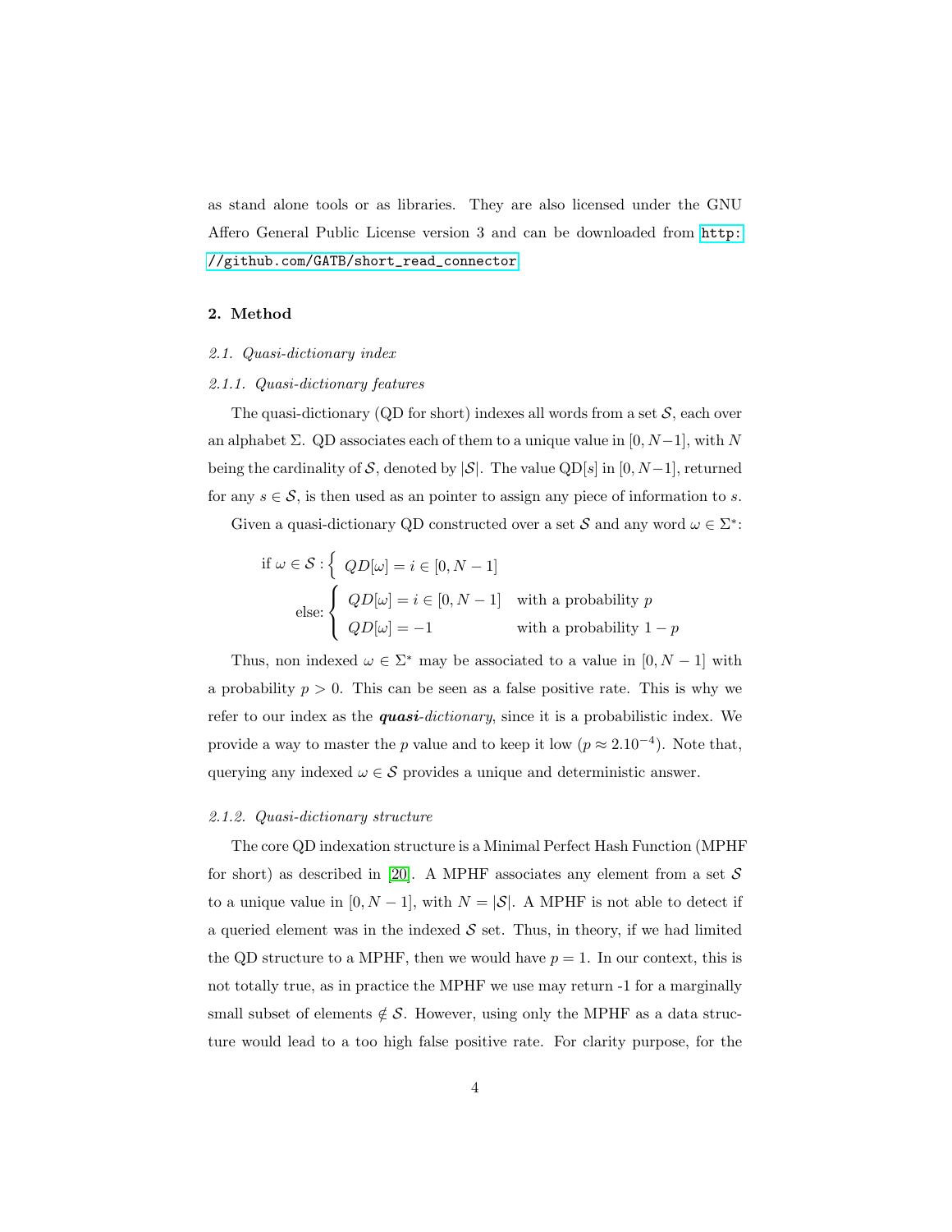as stand alone tools or as libraries. They are also licensed under the GNU Affero General Public License version 3 and can be downloaded from http://github.com/GATB/short_read_connector

## 2. Method

### 2.1. Quasi-dictionary index

#### 2.1.1. Quasi-dictionary features

The quasi-dictionary (QD for short) indexes all words from a set $\mathcal{S}$, each over an alphabet $\Sigma$. QD associates each of them to a unique value in $[0, N-1]$, with $N$ being the cardinality of $\mathcal{S}$, denoted by $|\mathcal{S}|$. The value QD$[s]$ in $[0, N-1]$, returned for any $s \in \mathcal{S}$, is then used as an pointer to assign any piece of information to $s$.

Given a quasi-dictionary QD constructed over a set $\mathcal{S}$ and any word $\omega \in \Sigma^*$:

$$
\text{if } \omega \in \mathcal{S} : \left\{ \; QD[\omega] = i \in [0, N-1] \right.
$$

$$
\text{else: } \begin{cases} QD[\omega] = i \in [0, N-1] & \text{with a probability } p \\ QD[\omega] = -1 & \text{with a probability } 1-p \end{cases}
$$

Thus, non indexed $\omega \in \Sigma^*$ may be associated to a value in $[0, N-1]$ with a probability $p > 0$. This can be seen as a false positive rate. This is why we refer to our index as the ***quasi**-dictionary*, since it is a probabilistic index. We provide a way to master the $p$ value and to keep it low ($p \approx 2.10^{-4}$). Note that, querying any indexed $\omega \in \mathcal{S}$ provides a unique and deterministic answer.

#### 2.1.2. Quasi-dictionary structure

The core QD indexation structure is a Minimal Perfect Hash Function (MPHF for short) as described in [20]. A MPHF associates any element from a set $\mathcal{S}$ to a unique value in $[0, N-1]$, with $N = |\mathcal{S}|$. A MPHF is not able to detect if a queried element was in the indexed $\mathcal{S}$ set. Thus, in theory, if we had limited the QD structure to a MPHF, then we would have $p = 1$. In our context, this is not totally true, as in practice the MPHF we use may return -1 for a marginally small subset of elements $\notin \mathcal{S}$. However, using only the MPHF as a data structure would lead to a too high false positive rate. For clarity purpose, for the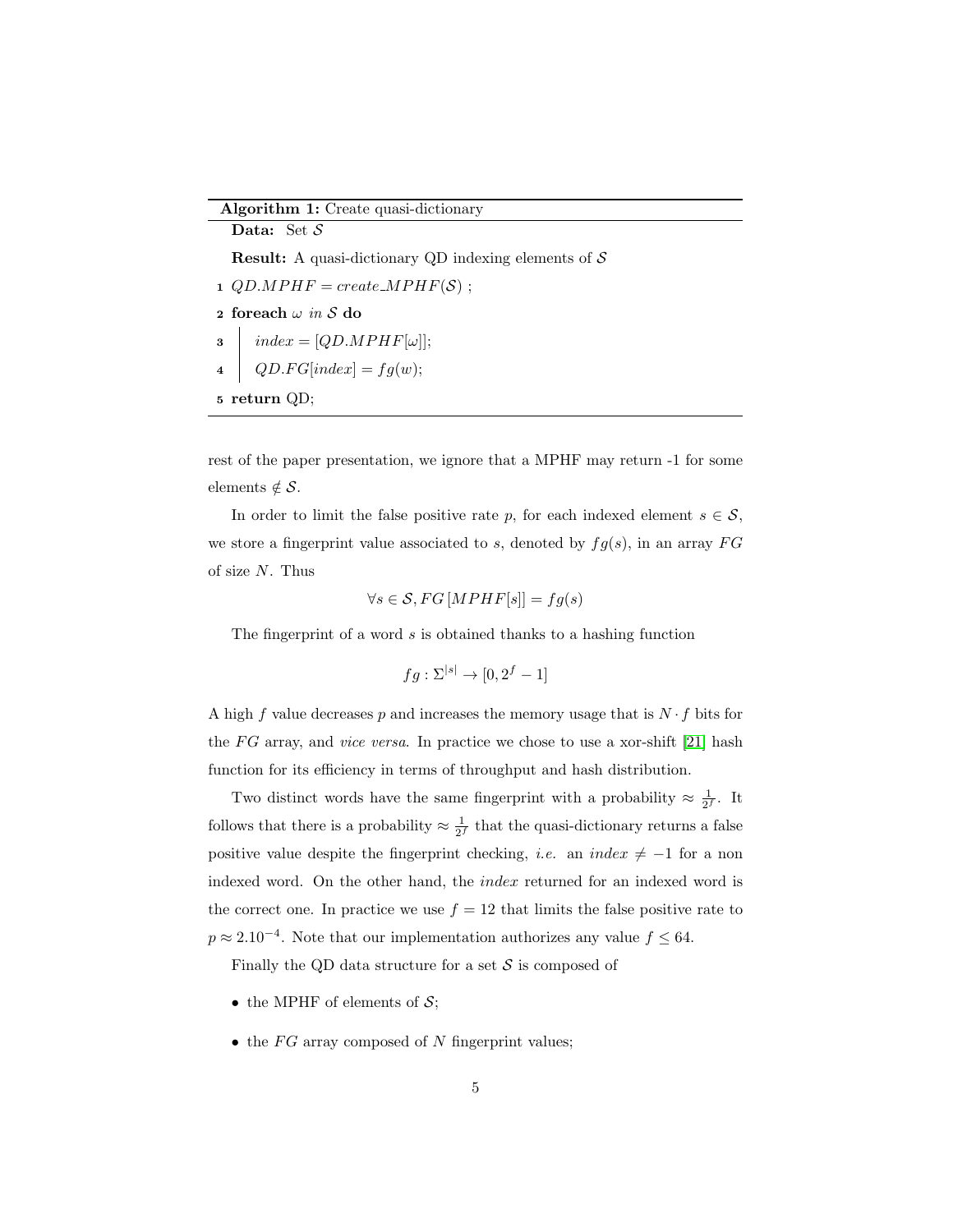**Algorithm 1:** Create quasi-dictionary

**Data:** Set $\mathcal{S}$

**Result:** A quasi-dictionary QD indexing elements of $\mathcal{S}$

```
1 QD.MPHF = create_MPHF(S) ;
2 foreach ω in S do
3     index = [QD.MPHF[ω]];
4     QD.FG[index] = fg(w);
5 return QD;
```

rest of the paper presentation, we ignore that a MPHF may return -1 for some elements $\notin \mathcal{S}$.

In order to limit the false positive rate $p$, for each indexed element $s \in \mathcal{S}$, we store a fingerprint value associated to $s$, denoted by $fg(s)$, in an array $FG$ of size $N$. Thus

$$\forall s \in \mathcal{S}, FG\left[MPHF[s]\right] = fg(s)$$

The fingerprint of a word $s$ is obtained thanks to a hashing function

$$fg : \Sigma^{|s|} \rightarrow [0, 2^f - 1]$$

A high $f$ value decreases $p$ and increases the memory usage that is $N \cdot f$ bits for the $FG$ array, and *vice versa*. In practice we chose to use a xor-shift [21] hash function for its efficiency in terms of throughput and hash distribution.

Two distinct words have the same fingerprint with a probability $\approx \frac{1}{2^f}$. It follows that there is a probability $\approx \frac{1}{2^f}$ that the quasi-dictionary returns a false positive value despite the fingerprint checking, *i.e.* an $index \neq -1$ for a non indexed word. On the other hand, the $index$ returned for an indexed word is the correct one. In practice we use $f = 12$ that limits the false positive rate to $p \approx 2.10^{-4}$. Note that our implementation authorizes any value $f \leq 64$.

Finally the QD data structure for a set $\mathcal{S}$ is composed of

- the MPHF of elements of $\mathcal{S}$;
- the $FG$ array composed of $N$ fingerprint values;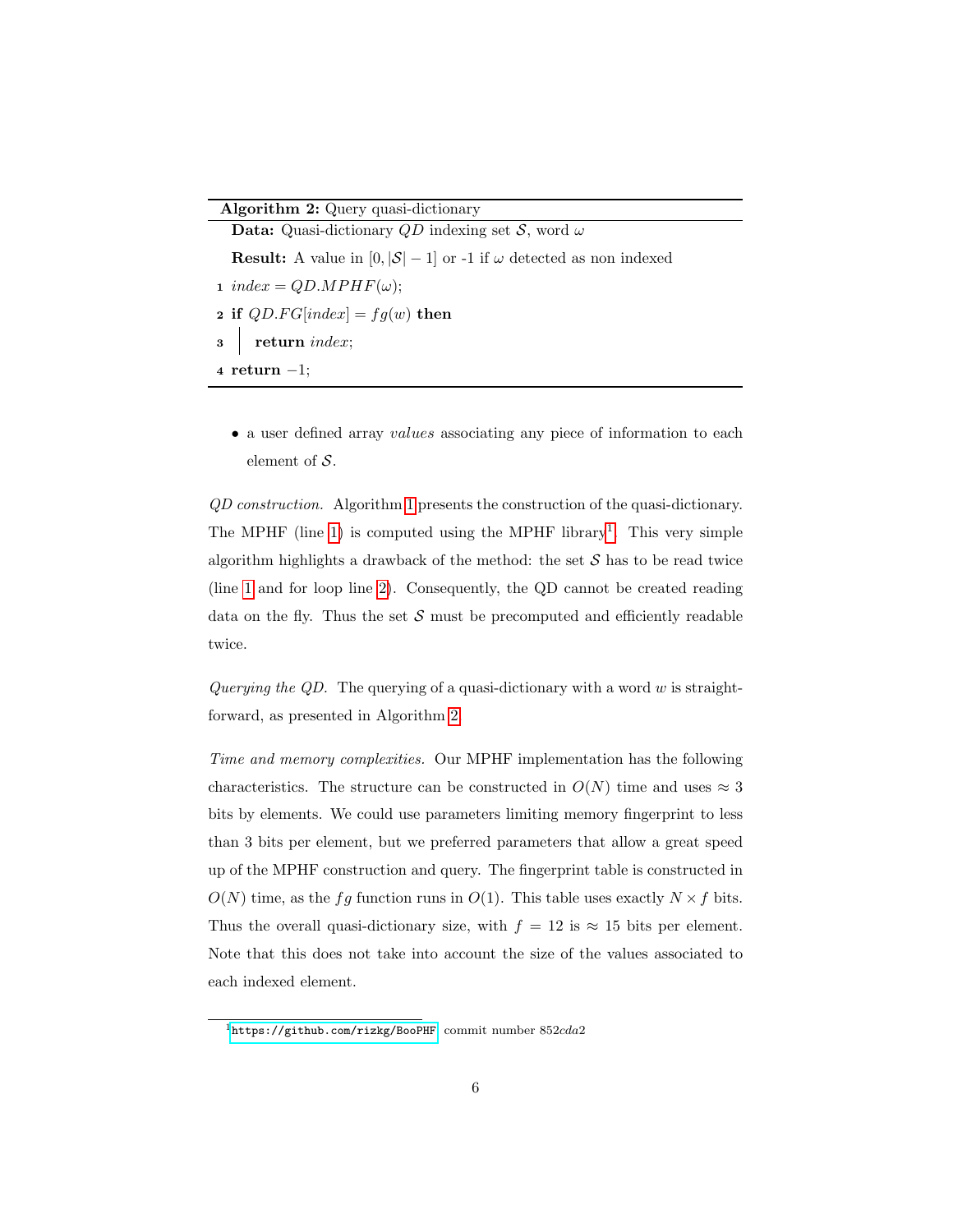**Algorithm 2:** Query quasi-dictionary

**Data:** Quasi-dictionary $QD$ indexing set $\mathcal{S}$, word $\omega$

**Result:** A value in $[0, |\mathcal{S}| - 1]$ or -1 if $\omega$ detected as non indexed

```
1 index = QD.MPHF(ω);
2 if QD.FG[index] = fg(w) then
3     return index;
4 return −1;
```

- a user defined array *values* associating any piece of information to each element of $\mathcal{S}$.

*QD construction.* Algorithm 1 presents the construction of the quasi-dictionary. The MPHF (line 1) is computed using the MPHF library[1]. This very simple algorithm highlights a drawback of the method: the set $\mathcal{S}$ has to be read twice (line 1 and for loop line 2). Consequently, the QD cannot be created reading data on the fly. Thus the set $\mathcal{S}$ must be precomputed and efficiently readable twice.

*Querying the QD.* The querying of a quasi-dictionary with a word $w$ is straightforward, as presented in Algorithm 2.

*Time and memory complexities.* Our MPHF implementation has the following characteristics. The structure can be constructed in $O(N)$ time and uses $\approx 3$ bits by elements. We could use parameters limiting memory fingerprint to less than 3 bits per element, but we preferred parameters that allow a great speed up of the MPHF construction and query. The fingerprint table is constructed in $O(N)$ time, as the $fg$ function runs in $O(1)$. This table uses exactly $N \times f$ bits. Thus the overall quasi-dictionary size, with $f = 12$ is $\approx 15$ bits per element. Note that this does not take into account the size of the values associated to each indexed element.

[1] https://github.com/rizkg/BooPHF commit number $852cda2$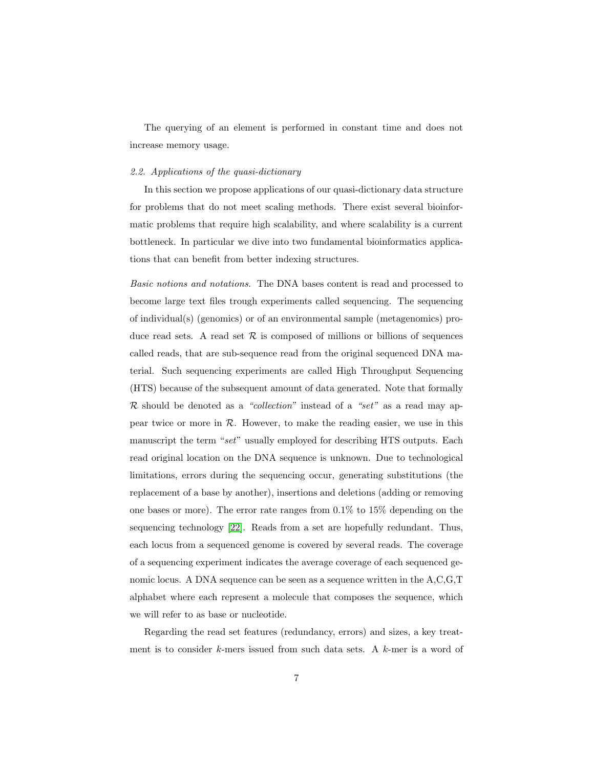The querying of an element is performed in constant time and does not increase memory usage.

### *2.2. Applications of the quasi-dictionary*

In this section we propose applications of our quasi-dictionary data structure for problems that do not meet scaling methods. There exist several bioinformatic problems that require high scalability, and where scalability is a current bottleneck. In particular we dive into two fundamental bioinformatics applications that can benefit from better indexing structures.

*Basic notions and notations.* The DNA bases content is read and processed to become large text files trough experiments called sequencing. The sequencing of individual(s) (genomics) or of an environmental sample (metagenomics) produce read sets. A read set $\mathcal{R}$ is composed of millions or billions of sequences called reads, that are sub-sequence read from the original sequenced DNA material. Such sequencing experiments are called High Throughput Sequencing (HTS) because of the subsequent amount of data generated. Note that formally $\mathcal{R}$ should be denoted as a *"collection"* instead of a *"set"* as a read may appear twice or more in $\mathcal{R}$. However, to make the reading easier, we use in this manuscript the term "*set*" usually employed for describing HTS outputs. Each read original location on the DNA sequence is unknown. Due to technological limitations, errors during the sequencing occur, generating substitutions (the replacement of a base by another), insertions and deletions (adding or removing one bases or more). The error rate ranges from 0.1% to 15% depending on the sequencing technology [22]. Reads from a set are hopefully redundant. Thus, each locus from a sequenced genome is covered by several reads. The coverage of a sequencing experiment indicates the average coverage of each sequenced genomic locus. A DNA sequence can be seen as a sequence written in the A,C,G,T alphabet where each represent a molecule that composes the sequence, which we will refer to as base or nucleotide.

Regarding the read set features (redundancy, errors) and sizes, a key treatment is to consider $k$-mers issued from such data sets. A $k$-mer is a word of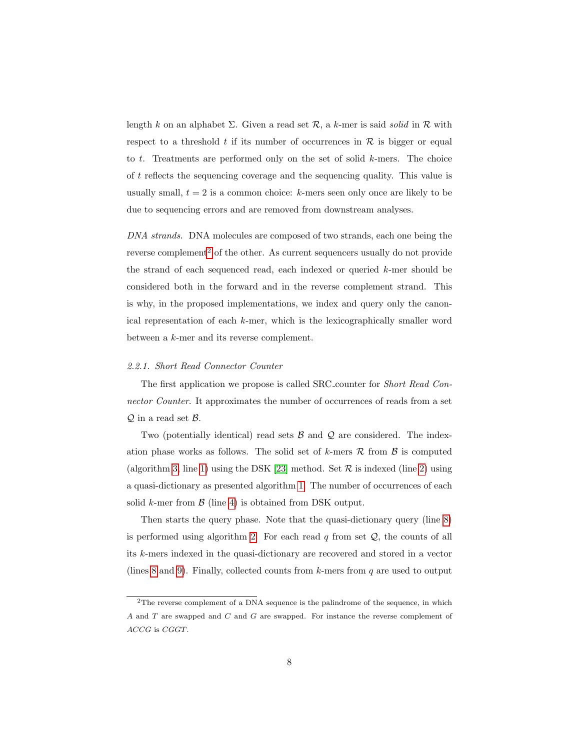length $k$ on an alphabet $\Sigma$. Given a read set $\mathcal{R}$, a $k$-mer is said *solid* in $\mathcal{R}$ with respect to a threshold $t$ if its number of occurrences in $\mathcal{R}$ is bigger or equal to $t$. Treatments are performed only on the set of solid $k$-mers. The choice of $t$ reflects the sequencing coverage and the sequencing quality. This value is usually small, $t = 2$ is a common choice: $k$-mers seen only once are likely to be due to sequencing errors and are removed from downstream analyses.

*DNA strands.* DNA molecules are composed of two strands, each one being the reverse complement[2] of the other. As current sequencers usually do not provide the strand of each sequenced read, each indexed or queried $k$-mer should be considered both in the forward and in the reverse complement strand. This is why, in the proposed implementations, we index and query only the canonical representation of each $k$-mer, which is the lexicographically smaller word between a $k$-mer and its reverse complement.

### *2.2.1. Short Read Connector Counter*

The first application we propose is called SRC_counter for *Short Read Connector Counter*. It approximates the number of occurrences of reads from a set $\mathcal{Q}$ in a read set $\mathcal{B}$.

Two (potentially identical) read sets $\mathcal{B}$ and $\mathcal{Q}$ are considered. The indexation phase works as follows. The solid set of $k$-mers $\mathcal{R}$ from $\mathcal{B}$ is computed (algorithm 3, line 1) using the DSK [23] method. Set $\mathcal{R}$ is indexed (line 2) using a quasi-dictionary as presented algorithm 1. The number of occurrences of each solid $k$-mer from $\mathcal{B}$ (line 4) is obtained from DSK output.

Then starts the query phase. Note that the quasi-dictionary query (line 8) is performed using algorithm 2. For each read $q$ from set $\mathcal{Q}$, the counts of all its $k$-mers indexed in the quasi-dictionary are recovered and stored in a vector (lines 8 and 9). Finally, collected counts from $k$-mers from $q$ are used to output

[2] The reverse complement of a DNA sequence is the palindrome of the sequence, in which $A$ and $T$ are swapped and $C$ and $G$ are swapped. For instance the reverse complement of $ACCG$ is $CGGT$.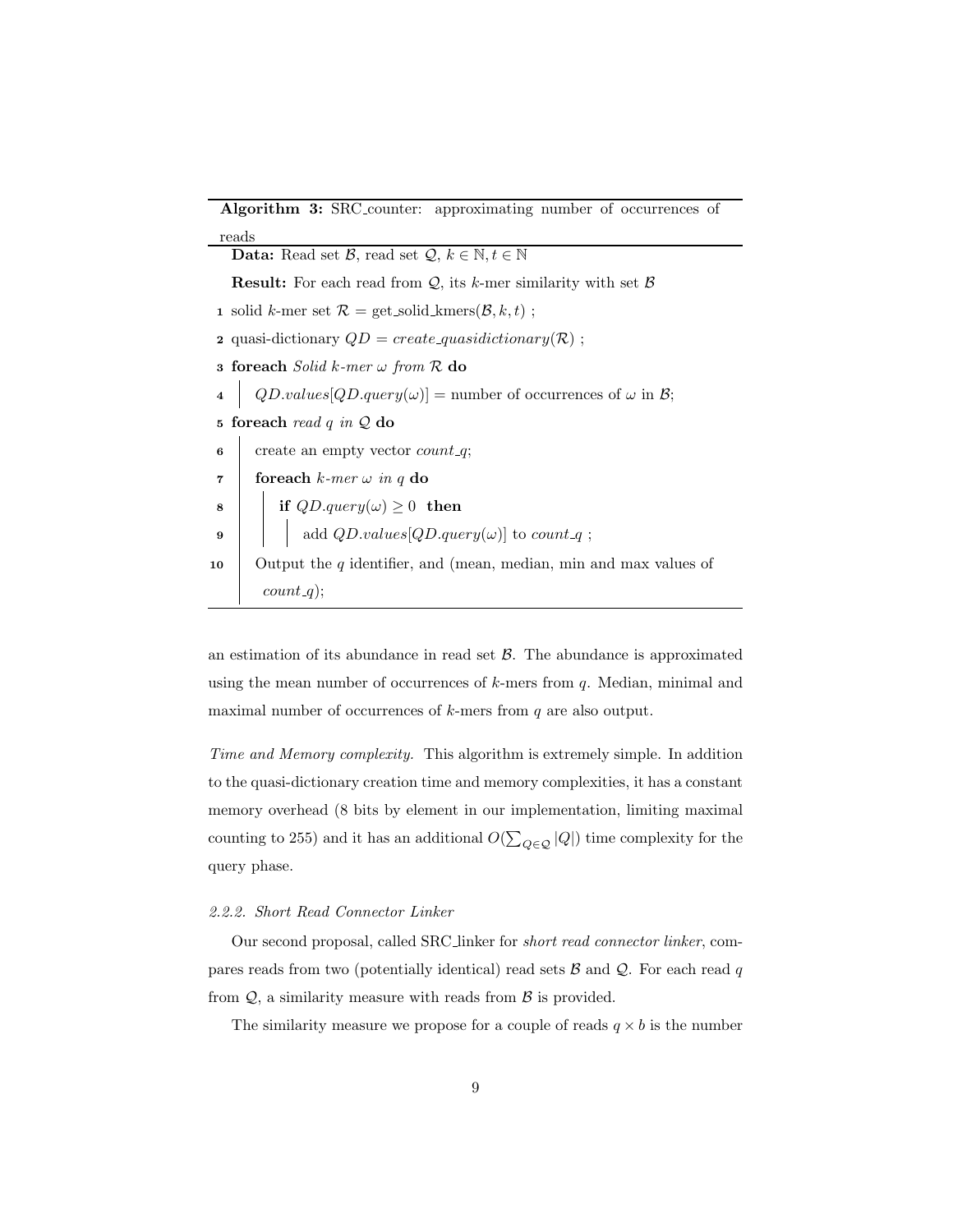**Algorithm 3:** SRC_counter: approximating number of occurrences of reads

**Data:** Read set $\mathcal{B}$, read set $\mathcal{Q}$, $k \in \mathbb{N}, t \in \mathbb{N}$

**Result:** For each read from $\mathcal{Q}$, its $k$-mer similarity with set $\mathcal{B}$

```
1  solid k-mer set R = get_solid_kmers(B, k, t) ;
2  quasi-dictionary QD = create_quasidictionary(R) ;
3  foreach Solid k-mer ω from R do
4      QD.values[QD.query(ω)] = number of occurrences of ω in B;
5  foreach read q in Q do
6      create an empty vector count_q;
7      foreach k-mer ω in q do
8          if QD.query(ω) ≥ 0 then
9              add QD.values[QD.query(ω)] to count_q ;
10     Output the q identifier, and (mean, median, min and max values of
        count_q);
```

an estimation of its abundance in read set $\mathcal{B}$. The abundance is approximated using the mean number of occurrences of $k$-mers from $q$. Median, minimal and maximal number of occurrences of $k$-mers from $q$ are also output.

*Time and Memory complexity.* This algorithm is extremely simple. In addition to the quasi-dictionary creation time and memory complexities, it has a constant memory overhead (8 bits by element in our implementation, limiting maximal counting to 255) and it has an additional $O(\sum_{Q\in\mathcal{Q}} |Q|)$ time complexity for the query phase.

#### *2.2.2. Short Read Connector Linker*

Our second proposal, called SRC_linker for *short read connector linker*, compares reads from two (potentially identical) read sets $\mathcal{B}$ and $\mathcal{Q}$. For each read $q$ from $\mathcal{Q}$, a similarity measure with reads from $\mathcal{B}$ is provided.

The similarity measure we propose for a couple of reads $q \times b$ is the number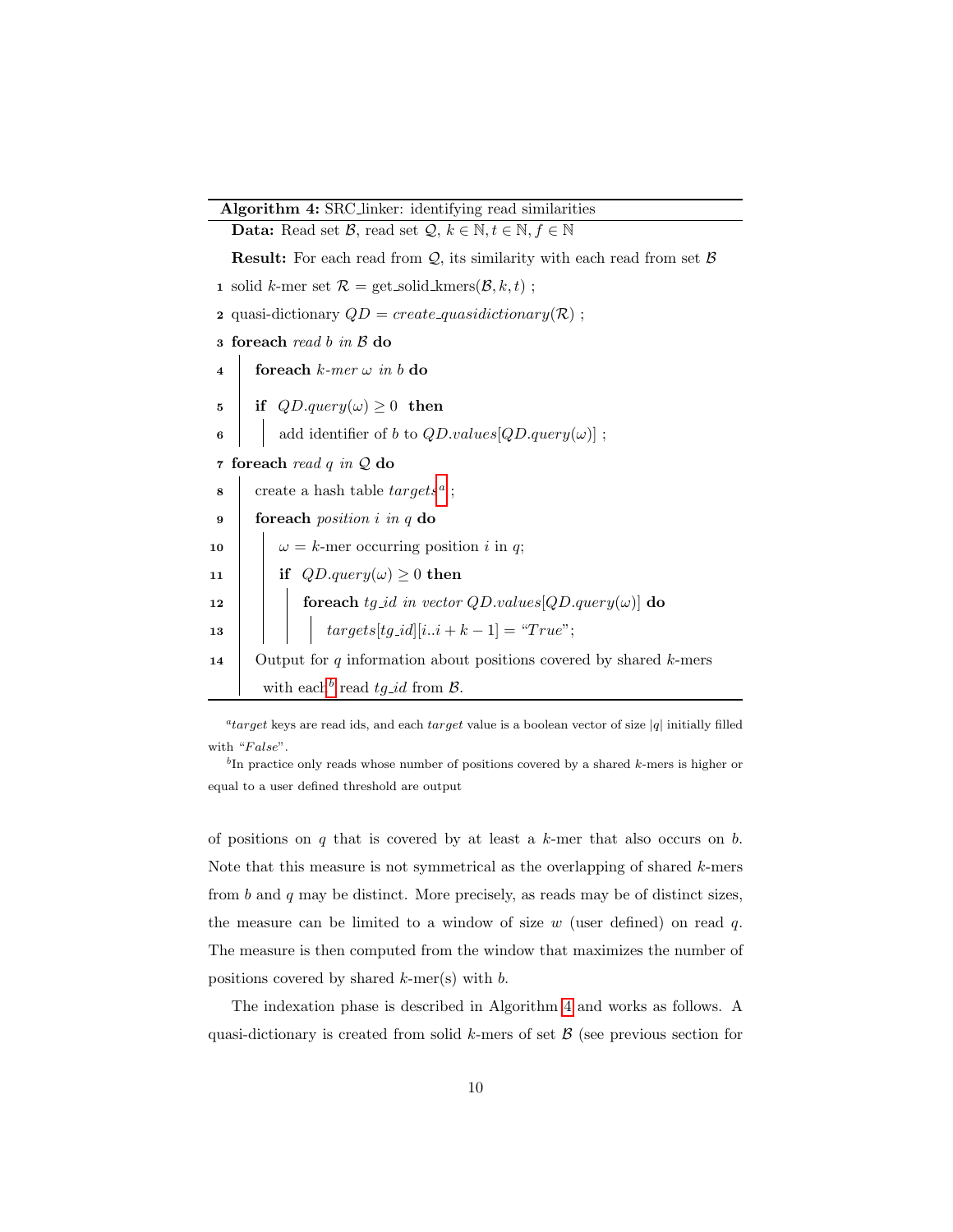**Algorithm 4:** SRC_linker: identifying read similarities

**Data:** Read set $\mathcal{B}$, read set $\mathcal{Q}$, $k \in \mathbb{N}, t \in \mathbb{N}, f \in \mathbb{N}$

**Result:** For each read from $\mathcal{Q}$, its similarity with each read from set $\mathcal{B}$

```
1  solid k-mer set R = get_solid_kmers(B, k, t) ;
2  quasi-dictionary QD = create_quasidictionary(R) ;
3  foreach read b in B do
4      foreach k-mer ω in b do
5      if QD.query(ω) ≥ 0 then
6          add identifier of b to QD.values[QD.query(ω)] ;
7  foreach read q in Q do
8      create a hash table targets[a] ;
9      foreach position i in q do
10         ω = k-mer occurring position i in q;
11         if QD.query(ω) ≥ 0 then
12             foreach tg_id in vector QD.values[QD.query(ω)] do
13                 targets[tg_id][i..i + k − 1] = "True";
14     Output for q information about positions covered by shared k-mers
        with each[b] read tg_id from B.
```

[a] *target* keys are read ids, and each *target* value is a boolean vector of size $|q|$ initially filled with "*False*".

[b] In practice only reads whose number of positions covered by a shared $k$-mers is higher or equal to a user defined threshold are output

of positions on $q$ that is covered by at least a $k$-mer that also occurs on $b$. Note that this measure is not symmetrical as the overlapping of shared $k$-mers from $b$ and $q$ may be distinct. More precisely, as reads may be of distinct sizes, the measure can be limited to a window of size $w$ (user defined) on read $q$. The measure is then computed from the window that maximizes the number of positions covered by shared $k$-mer(s) with $b$.

The indexation phase is described in Algorithm 4 and works as follows. A quasi-dictionary is created from solid $k$-mers of set $\mathcal{B}$ (see previous section for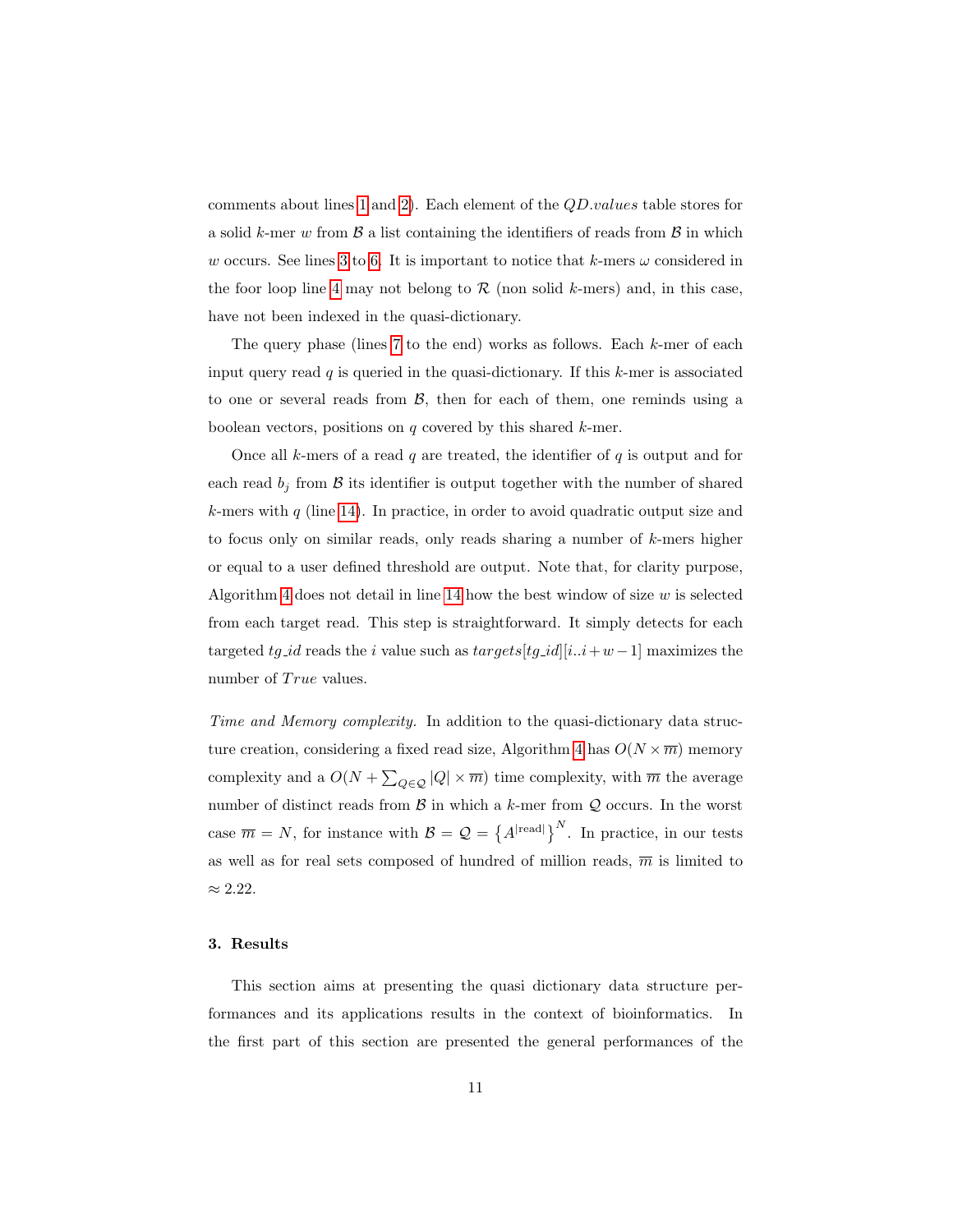comments about lines 1 and 2). Each element of the $QD.values$ table stores for a solid $k$-mer $w$ from $\mathcal{B}$ a list containing the identifiers of reads from $\mathcal{B}$ in which $w$ occurs. See lines 3 to 6. It is important to notice that $k$-mers $\omega$ considered in the foor loop line 4 may not belong to $\mathcal{R}$ (non solid $k$-mers) and, in this case, have not been indexed in the quasi-dictionary.

The query phase (lines 7 to the end) works as follows. Each $k$-mer of each input query read $q$ is queried in the quasi-dictionary. If this $k$-mer is associated to one or several reads from $\mathcal{B}$, then for each of them, one reminds using a boolean vectors, positions on $q$ covered by this shared $k$-mer.

Once all $k$-mers of a read $q$ are treated, the identifier of $q$ is output and for each read $b_j$ from $\mathcal{B}$ its identifier is output together with the number of shared $k$-mers with $q$ (line 14). In practice, in order to avoid quadratic output size and to focus only on similar reads, only reads sharing a number of $k$-mers higher or equal to a user defined threshold are output. Note that, for clarity purpose, Algorithm 4 does not detail in line 14 how the best window of size $w$ is selected from each target read. This step is straightforward. It simply detects for each targeted $tg\_id$ reads the $i$ value such as $targets[tg\_id][i..i+w-1]$ maximizes the number of $True$ values.

*Time and Memory complexity.* In addition to the quasi-dictionary data structure creation, considering a fixed read size, Algorithm 4 has $O(N \times \overline{m})$ memory complexity and a $O(N + \sum_{Q \in \mathcal{Q}} |Q| \times \overline{m})$ time complexity, with $\overline{m}$ the average number of distinct reads from $\mathcal{B}$ in which a $k$-mer from $\mathcal{Q}$ occurs. In the worst case $\overline{m} = N$, for instance with $\mathcal{B} = \mathcal{Q} = \left\{A^{|\text{read}|}\right\}^N$. In practice, in our tests as well as for real sets composed of hundred of million reads, $\overline{m}$ is limited to $\approx 2.22$.

## 3. Results

This section aims at presenting the quasi dictionary data structure performances and its applications results in the context of bioinformatics. In the first part of this section are presented the general performances of the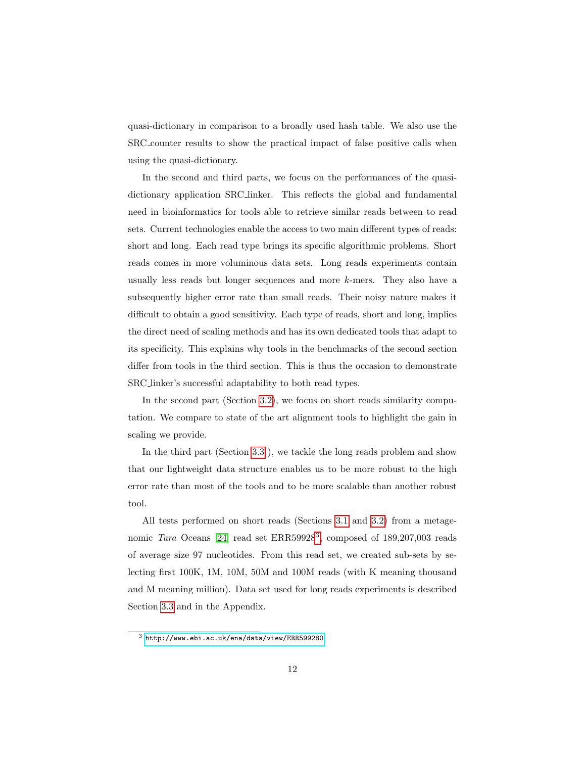quasi-dictionary in comparison to a broadly used hash table. We also use the SRC_counter results to show the practical impact of false positive calls when using the quasi-dictionary.

In the second and third parts, we focus on the performances of the quasi-dictionary application SRC_linker. This reflects the global and fundamental need in bioinformatics for tools able to retrieve similar reads between to read sets. Current technologies enable the access to two main different types of reads: short and long. Each read type brings its specific algorithmic problems. Short reads comes in more voluminous data sets. Long reads experiments contain usually less reads but longer sequences and more $k$-mers. They also have a subsequently higher error rate than small reads. Their noisy nature makes it difficult to obtain a good sensitivity. Each type of reads, short and long, implies the direct need of scaling methods and has its own dedicated tools that adapt to its specificity. This explains why tools in the benchmarks of the second section differ from tools in the third section. This is thus the occasion to demonstrate SRC_linker's successful adaptability to both read types.

In the second part (Section 3.2), we focus on short reads similarity computation. We compare to state of the art alignment tools to highlight the gain in scaling we provide.

In the third part (Section 3.3 ), we tackle the long reads problem and show that our lightweight data structure enables us to be more robust to the high error rate than most of the tools and to be more scalable than another robust tool.

All tests performed on short reads (Sections 3.1 and 3.2) from a metagenomic *Tara* Oceans [24] read set ERR59928[3], composed of 189,207,003 reads of average size 97 nucleotides. From this read set, we created sub-sets by selecting first 100K, 1M, 10M, 50M and 100M reads (with K meaning thousand and M meaning million). Data set used for long reads experiments is described Section 3.3 and in the Appendix.

[3] http://www.ebi.ac.uk/ena/data/view/ERR599280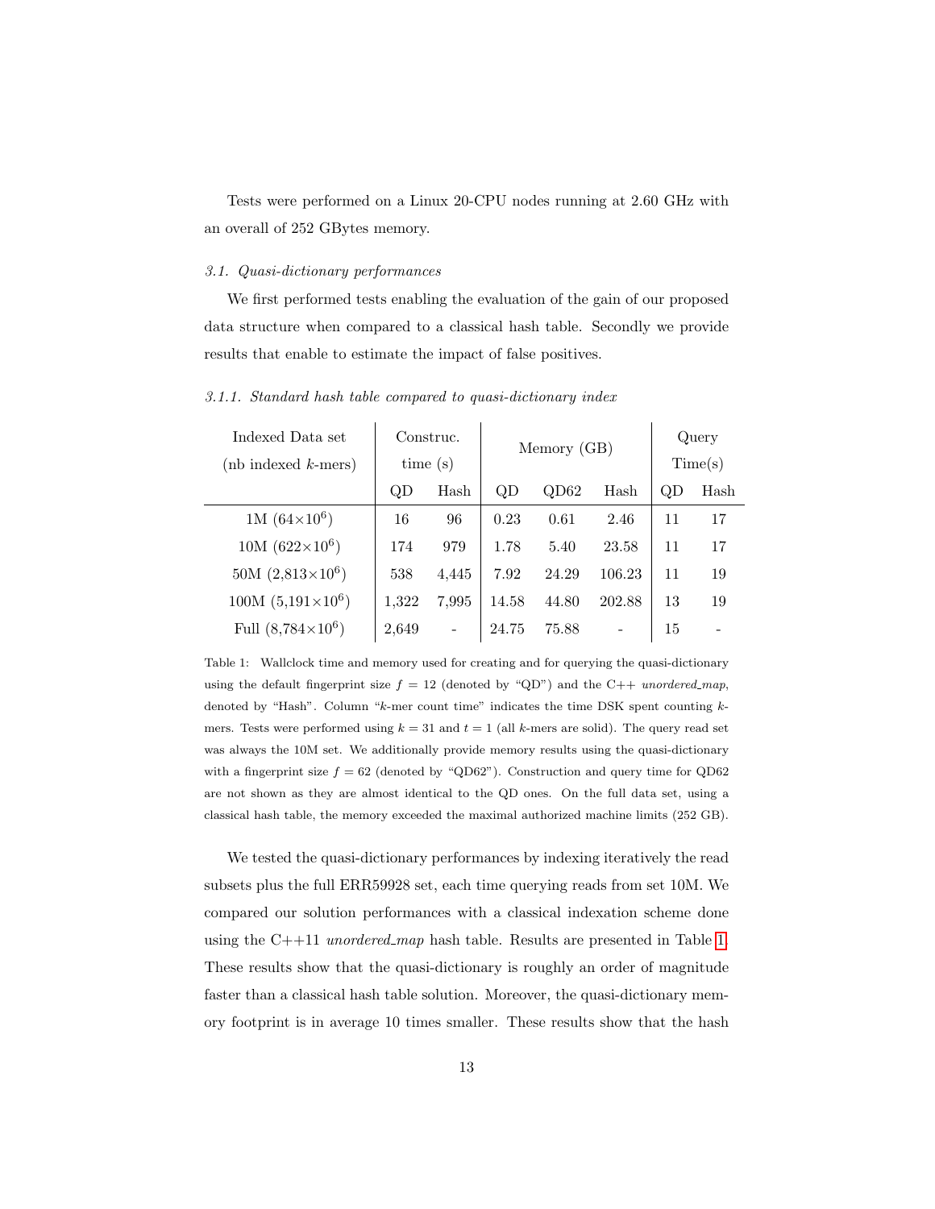Tests were performed on a Linux 20-CPU nodes running at 2.60 GHz with an overall of 252 GBytes memory.

### *3.1. Quasi-dictionary performances*

We first performed tests enabling the evaluation of the gain of our proposed data structure when compared to a classical hash table. Secondly we provide results that enable to estimate the impact of false positives.

#### *3.1.1. Standard hash table compared to quasi-dictionary index*

| Indexed Data set (nb indexed $k$-mers) | Construc. time (s) | | Memory (GB) | | | Query Time(s) | |
|---|---|---|---|---|---|---|---|
| | QD | Hash | QD | QD62 | Hash | QD | Hash |
| 1M ($64\times10^6$) | 16 | 96 | 0.23 | 0.61 | 2.46 | 11 | 17 |
| 10M ($622\times10^6$) | 174 | 979 | 1.78 | 5.40 | 23.58 | 11 | 17 |
| 50M ($2{,}813\times10^6$) | 538 | 4,445 | 7.92 | 24.29 | 106.23 | 11 | 19 |
| 100M ($5{,}191\times10^6$) | 1,322 | 7,995 | 14.58 | 44.80 | 202.88 | 13 | 19 |
| Full ($8{,}784\times10^6$) | 2,649 | - | 24.75 | 75.88 | - | 15 | - |

Table 1: Wallclock time and memory used for creating and for querying the quasi-dictionary using the default fingerprint size $f = 12$ (denoted by "QD") and the C++ *unordered_map*, denoted by "Hash". Column "$k$-mer count time" indicates the time DSK spent counting $k$-mers. Tests were performed using $k = 31$ and $t = 1$ (all $k$-mers are solid). The query read set was always the 10M set. We additionally provide memory results using the quasi-dictionary with a fingerprint size $f = 62$ (denoted by "QD62"). Construction and query time for QD62 are not shown as they are almost identical to the QD ones. On the full data set, using a classical hash table, the memory exceeded the maximal authorized machine limits (252 GB).

We tested the quasi-dictionary performances by indexing iteratively the read subsets plus the full ERR59928 set, each time querying reads from set 10M. We compared our solution performances with a classical indexation scheme done using the C++11 *unordered_map* hash table. Results are presented in Table 1. These results show that the quasi-dictionary is roughly an order of magnitude faster than a classical hash table solution. Moreover, the quasi-dictionary memory footprint is in average 10 times smaller. These results show that the hash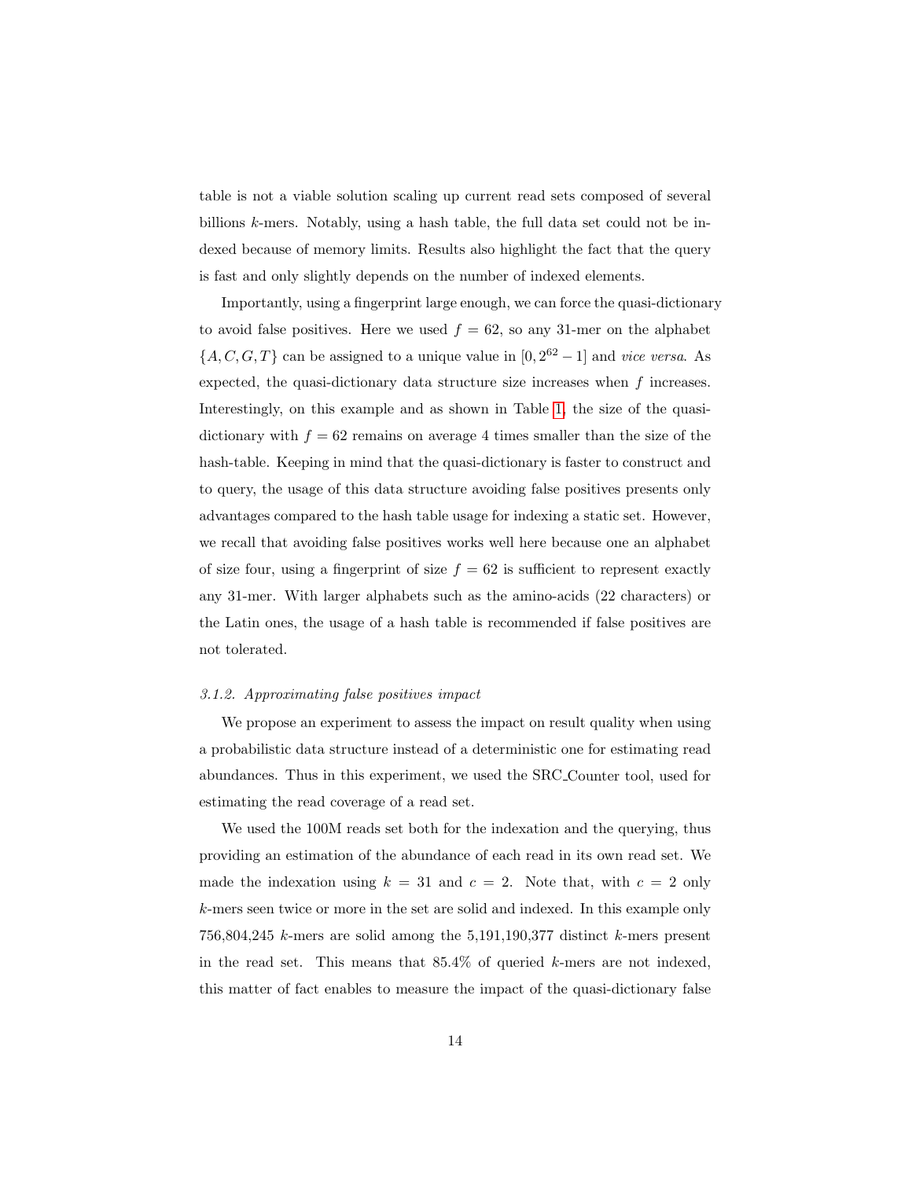table is not a viable solution scaling up current read sets composed of several billions $k$-mers. Notably, using a hash table, the full data set could not be indexed because of memory limits. Results also highlight the fact that the query is fast and only slightly depends on the number of indexed elements.

Importantly, using a fingerprint large enough, we can force the quasi-dictionary to avoid false positives. Here we used $f = 62$, so any 31-mer on the alphabet $\{A, C, G, T\}$ can be assigned to a unique value in $[0, 2^{62} - 1]$ and *vice versa*. As expected, the quasi-dictionary data structure size increases when $f$ increases. Interestingly, on this example and as shown in Table 1, the size of the quasi-dictionary with $f = 62$ remains on average 4 times smaller than the size of the hash-table. Keeping in mind that the quasi-dictionary is faster to construct and to query, the usage of this data structure avoiding false positives presents only advantages compared to the hash table usage for indexing a static set. However, we recall that avoiding false positives works well here because one an alphabet of size four, using a fingerprint of size $f = 62$ is sufficient to represent exactly any 31-mer. With larger alphabets such as the amino-acids (22 characters) or the Latin ones, the usage of a hash table is recommended if false positives are not tolerated.

#### *3.1.2. Approximating false positives impact*

We propose an experiment to assess the impact on result quality when using a probabilistic data structure instead of a deterministic one for estimating read abundances. Thus in this experiment, we used the SRC_Counter tool, used for estimating the read coverage of a read set.

We used the 100M reads set both for the indexation and the querying, thus providing an estimation of the abundance of each read in its own read set. We made the indexation using $k = 31$ and $c = 2$. Note that, with $c = 2$ only $k$-mers seen twice or more in the set are solid and indexed. In this example only 756,804,245 $k$-mers are solid among the 5,191,190,377 distinct $k$-mers present in the read set. This means that 85.4% of queried $k$-mers are not indexed, this matter of fact enables to measure the impact of the quasi-dictionary false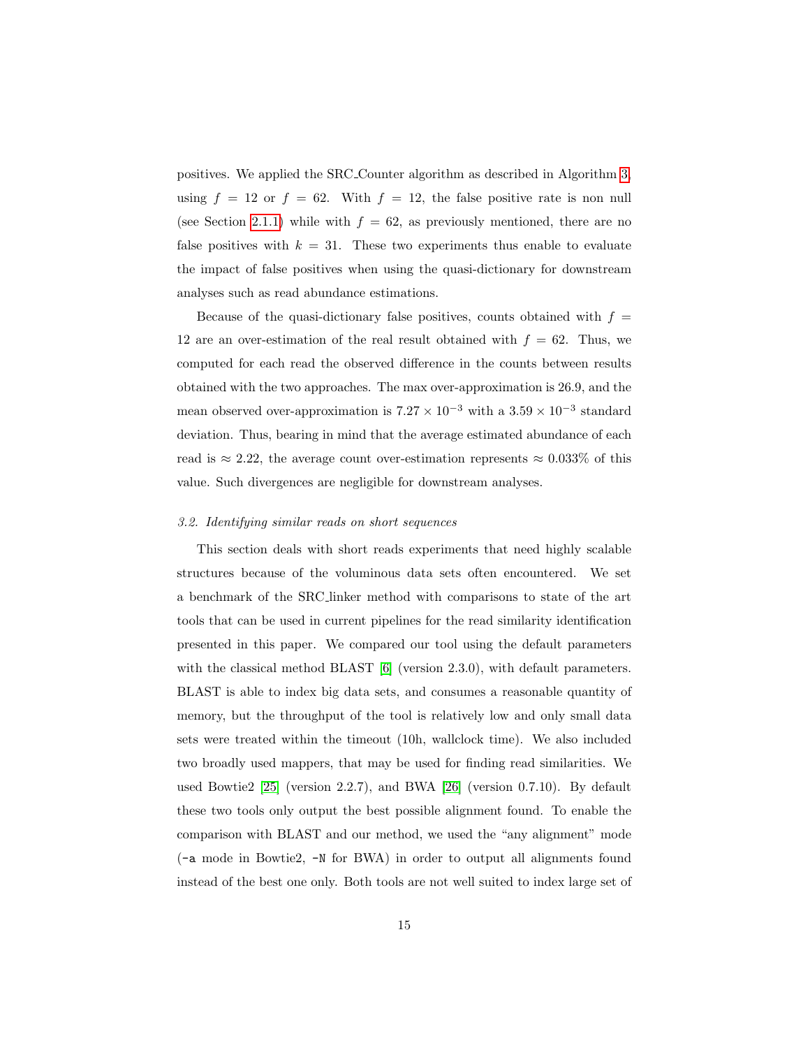positives. We applied the SRC_Counter algorithm as described in Algorithm 3, using $f = 12$ or $f = 62$. With $f = 12$, the false positive rate is non null (see Section 2.1.1) while with $f = 62$, as previously mentioned, there are no false positives with $k = 31$. These two experiments thus enable to evaluate the impact of false positives when using the quasi-dictionary for downstream analyses such as read abundance estimations.

Because of the quasi-dictionary false positives, counts obtained with $f = 12$ are an over-estimation of the real result obtained with $f = 62$. Thus, we computed for each read the observed difference in the counts between results obtained with the two approaches. The max over-approximation is 26.9, and the mean observed over-approximation is $7.27 \times 10^{-3}$ with a $3.59 \times 10^{-3}$ standard deviation. Thus, bearing in mind that the average estimated abundance of each read is $\approx 2.22$, the average count over-estimation represents $\approx 0.033\%$ of this value. Such divergences are negligible for downstream analyses.

### *3.2. Identifying similar reads on short sequences*

This section deals with short reads experiments that need highly scalable structures because of the voluminous data sets often encountered. We set a benchmark of the SRC_linker method with comparisons to state of the art tools that can be used in current pipelines for the read similarity identification presented in this paper. We compared our tool using the default parameters with the classical method BLAST [6] (version 2.3.0), with default parameters. BLAST is able to index big data sets, and consumes a reasonable quantity of memory, but the throughput of the tool is relatively low and only small data sets were treated within the timeout (10h, wallclock time). We also included two broadly used mappers, that may be used for finding read similarities. We used Bowtie2 [25] (version 2.2.7), and BWA [26] (version 0.7.10). By default these two tools only output the best possible alignment found. To enable the comparison with BLAST and our method, we used the "any alignment" mode (`-a` mode in Bowtie2, `-N` for BWA) in order to output all alignments found instead of the best one only. Both tools are not well suited to index large set of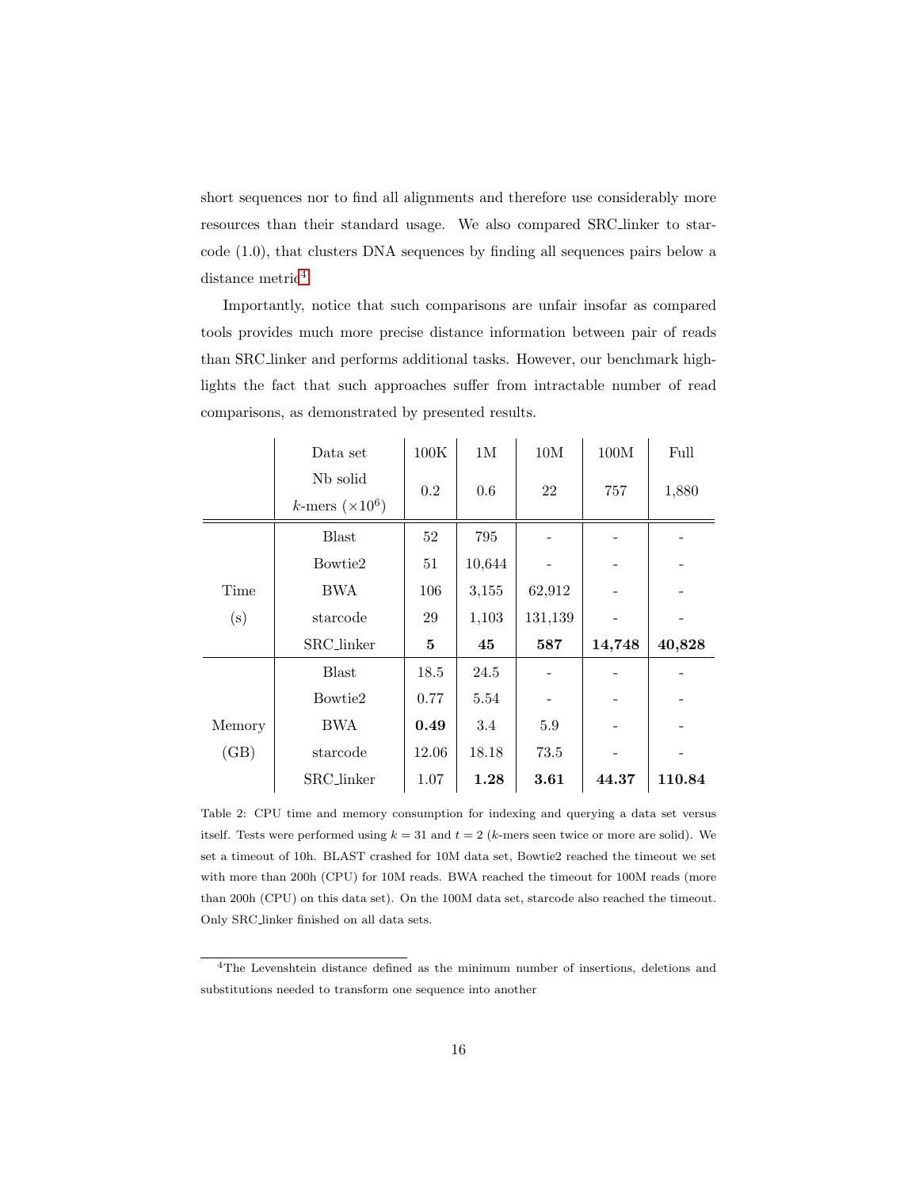short sequences nor to find all alignments and therefore use considerably more resources than their standard usage. We also compared SRC_linker to starcode (1.0), that clusters DNA sequences by finding all sequences pairs below a distance metric[4].

Importantly, notice that such comparisons are unfair insofar as compared tools provides much more precise distance information between pair of reads than SRC_linker and performs additional tasks. However, our benchmark highlights the fact that such approaches suffer from intractable number of read comparisons, as demonstrated by presented results.

| | Data set | 100K | 1M | 10M | 100M | Full |
|---|---|---|---|---|---|---|
| | Nb solid $k$-mers ($\times 10^6$) | 0.2 | 0.6 | 22 | 757 | 1,880 |
| Time (s) | Blast | 52 | 795 | - | - | - |
| | Bowtie2 | 51 | 10,644 | - | - | - |
| | BWA | 106 | 3,155 | 62,912 | - | - |
| | starcode | 29 | 1,103 | 131,139 | - | - |
| | SRC_linker | **5** | **45** | **587** | **14,748** | **40,828** |
| Memory (GB) | Blast | 18.5 | 24.5 | - | - | - |
| | Bowtie2 | 0.77 | 5.54 | - | - | - |
| | BWA | **0.49** | 3.4 | 5.9 | - | - |
| | starcode | 12.06 | 18.18 | 73.5 | - | - |
| | SRC_linker | 1.07 | **1.28** | **3.61** | **44.37** | **110.84** |

Table 2: CPU time and memory consumption for indexing and querying a data set versus itself. Tests were performed using $k = 31$ and $t = 2$ ($k$-mers seen twice or more are solid). We set a timeout of 10h. BLAST crashed for 10M data set, Bowtie2 reached the timeout we set with more than 200h (CPU) for 10M reads. BWA reached the timeout for 100M reads (more than 200h (CPU) on this data set). On the 100M data set, starcode also reached the timeout. Only SRC_linker finished on all data sets.

[4] The Levenshtein distance defined as the minimum number of insertions, deletions and substitutions needed to transform one sequence into another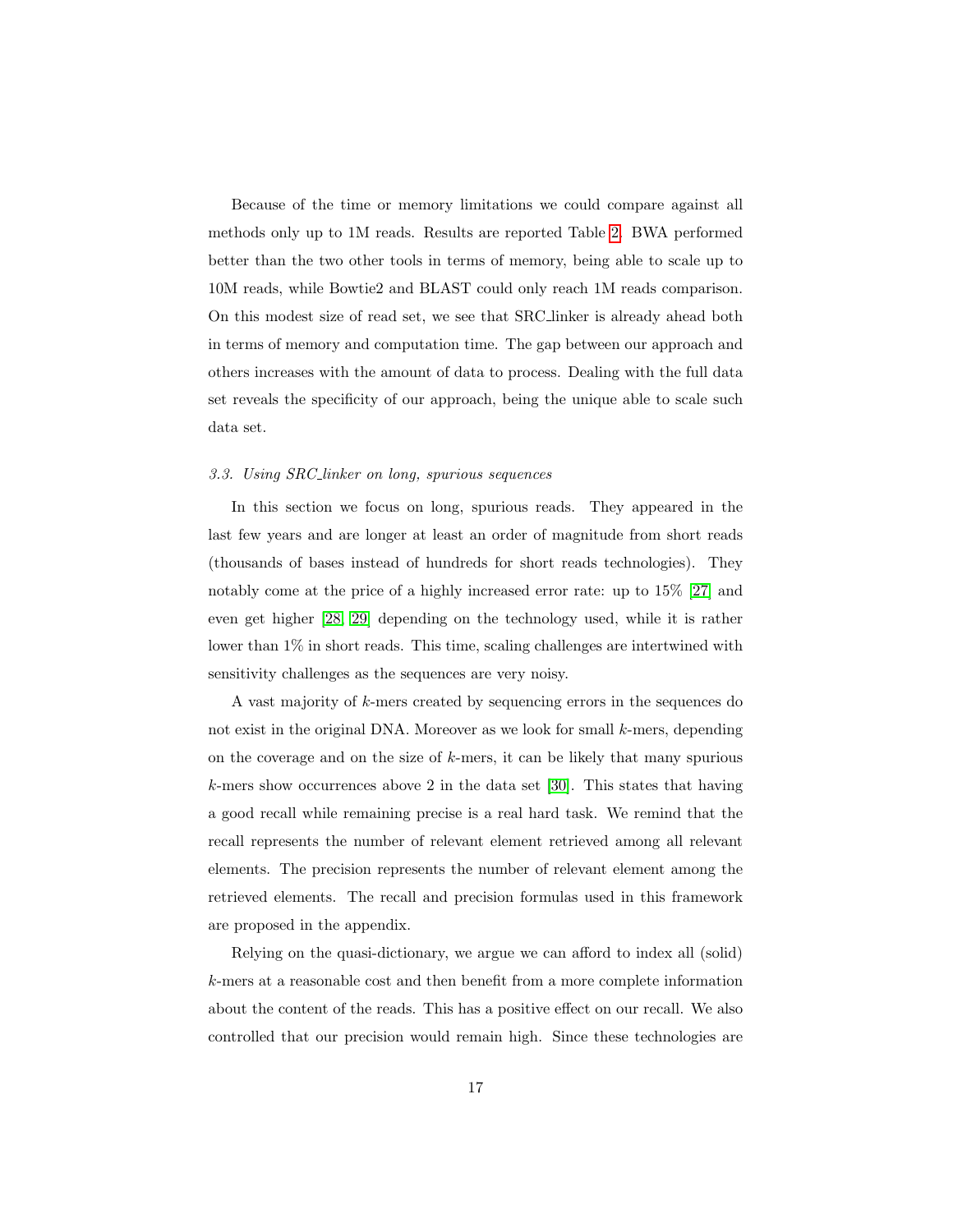Because of the time or memory limitations we could compare against all methods only up to 1M reads. Results are reported Table 2. BWA performed better than the two other tools in terms of memory, being able to scale up to 10M reads, while Bowtie2 and BLAST could only reach 1M reads comparison. On this modest size of read set, we see that SRC_linker is already ahead both in terms of memory and computation time. The gap between our approach and others increases with the amount of data to process. Dealing with the full data set reveals the specificity of our approach, being the unique able to scale such data set.

### *3.3. Using SRC_linker on long, spurious sequences*

In this section we focus on long, spurious reads. They appeared in the last few years and are longer at least an order of magnitude from short reads (thousands of bases instead of hundreds for short reads technologies). They notably come at the price of a highly increased error rate: up to 15% [27] and even get higher [28, 29] depending on the technology used, while it is rather lower than 1% in short reads. This time, scaling challenges are intertwined with sensitivity challenges as the sequences are very noisy.

A vast majority of $k$-mers created by sequencing errors in the sequences do not exist in the original DNA. Moreover as we look for small $k$-mers, depending on the coverage and on the size of $k$-mers, it can be likely that many spurious $k$-mers show occurrences above 2 in the data set [30]. This states that having a good recall while remaining precise is a real hard task. We remind that the recall represents the number of relevant element retrieved among all relevant elements. The precision represents the number of relevant element among the retrieved elements. The recall and precision formulas used in this framework are proposed in the appendix.

Relying on the quasi-dictionary, we argue we can afford to index all (solid) $k$-mers at a reasonable cost and then benefit from a more complete information about the content of the reads. This has a positive effect on our recall. We also controlled that our precision would remain high. Since these technologies are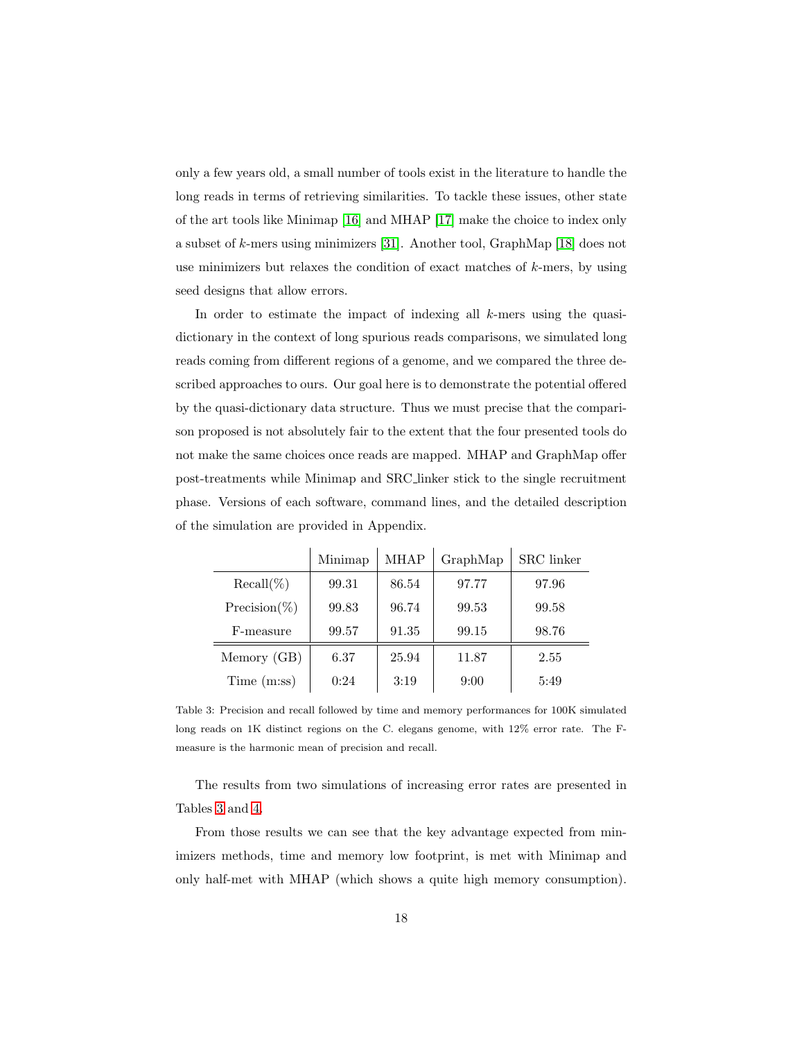only a few years old, a small number of tools exist in the literature to handle the long reads in terms of retrieving similarities. To tackle these issues, other state of the art tools like Minimap [16] and MHAP [17] make the choice to index only a subset of $k$-mers using minimizers [31]. Another tool, GraphMap [18] does not use minimizers but relaxes the condition of exact matches of $k$-mers, by using seed designs that allow errors.

In order to estimate the impact of indexing all $k$-mers using the quasi-dictionary in the context of long spurious reads comparisons, we simulated long reads coming from different regions of a genome, and we compared the three described approaches to ours. Our goal here is to demonstrate the potential offered by the quasi-dictionary data structure. Thus we must precise that the comparison proposed is not absolutely fair to the extent that the four presented tools do not make the same choices once reads are mapped. MHAP and GraphMap offer post-treatments while Minimap and SRC_linker stick to the single recruitment phase. Versions of each software, command lines, and the detailed description of the simulation are provided in Appendix.

| | Minimap | MHAP | GraphMap | SRC linker |
|---|---|---|---|---|
| Recall(%) | 99.31 | 86.54 | 97.77 | 97.96 |
| Precision(%) | 99.83 | 96.74 | 99.53 | 99.58 |
| F-measure | 99.57 | 91.35 | 99.15 | 98.76 |
| Memory (GB) | 6.37 | 25.94 | 11.87 | 2.55 |
| Time (m:ss) | 0:24 | 3:19 | 9:00 | 5:49 |

Table 3: Precision and recall followed by time and memory performances for 100K simulated long reads on 1K distinct regions on the C. elegans genome, with 12% error rate. The F-measure is the harmonic mean of precision and recall.

The results from two simulations of increasing error rates are presented in Tables 3 and 4.

From those results we can see that the key advantage expected from minimizers methods, time and memory low footprint, is met with Minimap and only half-met with MHAP (which shows a quite high memory consumption).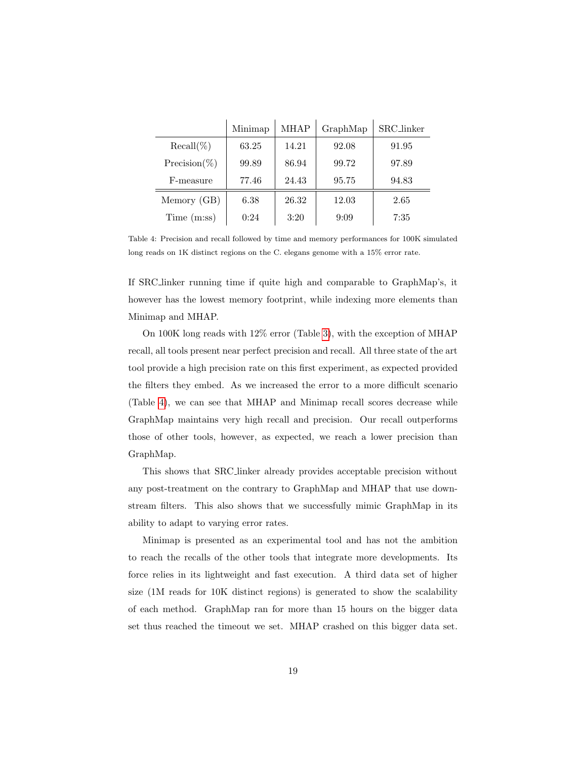| | Minimap | MHAP | GraphMap | SRC_linker |
|---|---|---|---|---|
| Recall(%) | 63.25 | 14.21 | 92.08 | 91.95 |
| Precision(%) | 99.89 | 86.94 | 99.72 | 97.89 |
| F-measure | 77.46 | 24.43 | 95.75 | 94.83 |
| Memory (GB) | 6.38 | 26.32 | 12.03 | 2.65 |
| Time (m:ss) | 0:24 | 3:20 | 9:09 | 7:35 |

Table 4: Precision and recall followed by time and memory performances for 100K simulated long reads on 1K distinct regions on the C. elegans genome with a 15% error rate.

If SRC_linker running time if quite high and comparable to GraphMap's, it however has the lowest memory footprint, while indexing more elements than Minimap and MHAP.

On 100K long reads with 12% error (Table 3), with the exception of MHAP recall, all tools present near perfect precision and recall. All three state of the art tool provide a high precision rate on this first experiment, as expected provided the filters they embed. As we increased the error to a more difficult scenario (Table 4), we can see that MHAP and Minimap recall scores decrease while GraphMap maintains very high recall and precision. Our recall outperforms those of other tools, however, as expected, we reach a lower precision than GraphMap.

This shows that SRC_linker already provides acceptable precision without any post-treatment on the contrary to GraphMap and MHAP that use downstream filters. This also shows that we successfully mimic GraphMap in its ability to adapt to varying error rates.

Minimap is presented as an experimental tool and has not the ambition to reach the recalls of the other tools that integrate more developments. Its force relies in its lightweight and fast execution. A third data set of higher size (1M reads for 10K distinct regions) is generated to show the scalability of each method. GraphMap ran for more than 15 hours on the bigger data set thus reached the timeout we set. MHAP crashed on this bigger data set.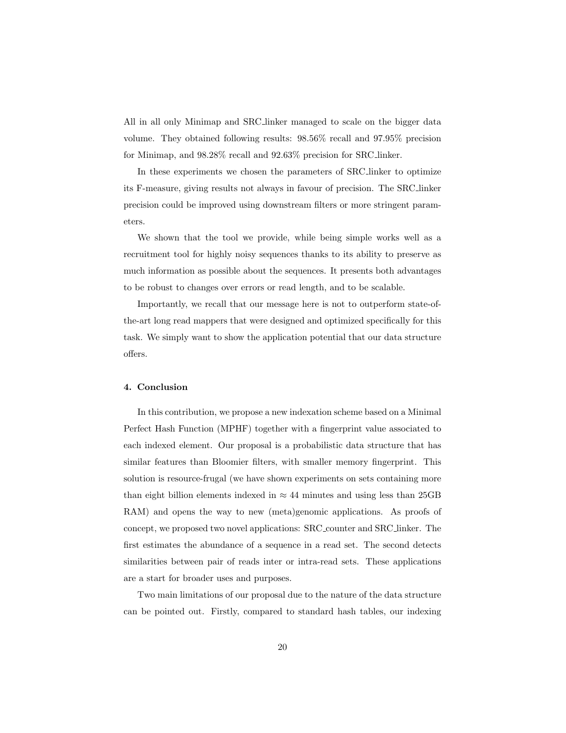All in all only Minimap and SRC_linker managed to scale on the bigger data volume. They obtained following results: 98.56% recall and 97.95% precision for Minimap, and 98.28% recall and 92.63% precision for SRC_linker.

In these experiments we chosen the parameters of SRC_linker to optimize its F-measure, giving results not always in favour of precision. The SRC_linker precision could be improved using downstream filters or more stringent parameters.

We shown that the tool we provide, while being simple works well as a recruitment tool for highly noisy sequences thanks to its ability to preserve as much information as possible about the sequences. It presents both advantages to be robust to changes over errors or read length, and to be scalable.

Importantly, we recall that our message here is not to outperform state-of-the-art long read mappers that were designed and optimized specifically for this task. We simply want to show the application potential that our data structure offers.

## 4. Conclusion

In this contribution, we propose a new indexation scheme based on a Minimal Perfect Hash Function (MPHF) together with a fingerprint value associated to each indexed element. Our proposal is a probabilistic data structure that has similar features than Bloomier filters, with smaller memory fingerprint. This solution is resource-frugal (we have shown experiments on sets containing more than eight billion elements indexed in $\approx 44$ minutes and using less than 25GB RAM) and opens the way to new (meta)genomic applications. As proofs of concept, we proposed two novel applications: SRC_counter and SRC_linker. The first estimates the abundance of a sequence in a read set. The second detects similarities between pair of reads inter or intra-read sets. These applications are a start for broader uses and purposes.

Two main limitations of our proposal due to the nature of the data structure can be pointed out. Firstly, compared to standard hash tables, our indexing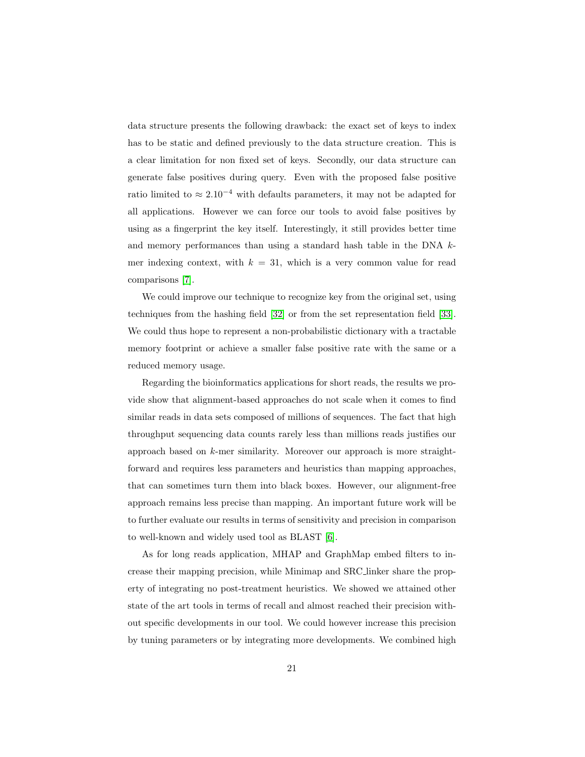data structure presents the following drawback: the exact set of keys to index has to be static and defined previously to the data structure creation. This is a clear limitation for non fixed set of keys. Secondly, our data structure can generate false positives during query. Even with the proposed false positive ratio limited to $\approx 2.10^{-4}$ with defaults parameters, it may not be adapted for all applications. However we can force our tools to avoid false positives by using as a fingerprint the key itself. Interestingly, it still provides better time and memory performances than using a standard hash table in the DNA $k$-mer indexing context, with $k = 31$, which is a very common value for read comparisons [7].

We could improve our technique to recognize key from the original set, using techniques from the hashing field [32] or from the set representation field [33]. We could thus hope to represent a non-probabilistic dictionary with a tractable memory footprint or achieve a smaller false positive rate with the same or a reduced memory usage.

Regarding the bioinformatics applications for short reads, the results we provide show that alignment-based approaches do not scale when it comes to find similar reads in data sets composed of millions of sequences. The fact that high throughput sequencing data counts rarely less than millions reads justifies our approach based on $k$-mer similarity. Moreover our approach is more straightforward and requires less parameters and heuristics than mapping approaches, that can sometimes turn them into black boxes. However, our alignment-free approach remains less precise than mapping. An important future work will be to further evaluate our results in terms of sensitivity and precision in comparison to well-known and widely used tool as BLAST [6].

As for long reads application, MHAP and GraphMap embed filters to increase their mapping precision, while Minimap and SRC_linker share the property of integrating no post-treatment heuristics. We showed we attained other state of the art tools in terms of recall and almost reached their precision without specific developments in our tool. We could however increase this precision by tuning parameters or by integrating more developments. We combined high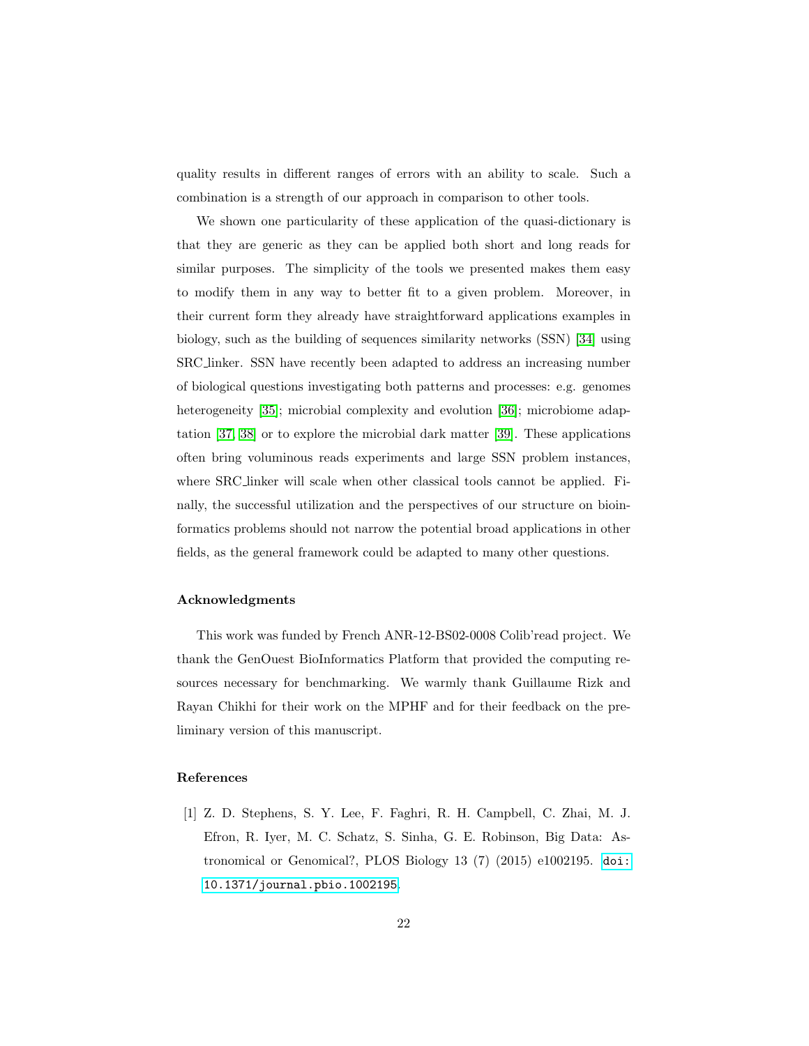quality results in different ranges of errors with an ability to scale. Such a combination is a strength of our approach in comparison to other tools.

We shown one particularity of these application of the quasi-dictionary is that they are generic as they can be applied both short and long reads for similar purposes. The simplicity of the tools we presented makes them easy to modify them in any way to better fit to a given problem. Moreover, in their current form they already have straightforward applications examples in biology, such as the building of sequences similarity networks (SSN) [34] using SRC_linker. SSN have recently been adapted to address an increasing number of biological questions investigating both patterns and processes: e.g. genomes heterogeneity [35]; microbial complexity and evolution [36]; microbiome adaptation [37, 38] or to explore the microbial dark matter [39]. These applications often bring voluminous reads experiments and large SSN problem instances, where SRC_linker will scale when other classical tools cannot be applied. Finally, the successful utilization and the perspectives of our structure on bioinformatics problems should not narrow the potential broad applications in other fields, as the general framework could be adapted to many other questions.

### Acknowledgments

This work was funded by French ANR-12-BS02-0008 Colib'read project. We thank the GenOuest BioInformatics Platform that provided the computing resources necessary for benchmarking. We warmly thank Guillaume Rizk and Rayan Chikhi for their work on the MPHF and for their feedback on the preliminary version of this manuscript.

### References

[1] Z. D. Stephens, S. Y. Lee, F. Faghri, R. H. Campbell, C. Zhai, M. J. Efron, R. Iyer, M. C. Schatz, S. Sinha, G. E. Robinson, Big Data: Astronomical or Genomical?, PLOS Biology 13 (7) (2015) e1002195. doi:10.1371/journal.pbio.1002195.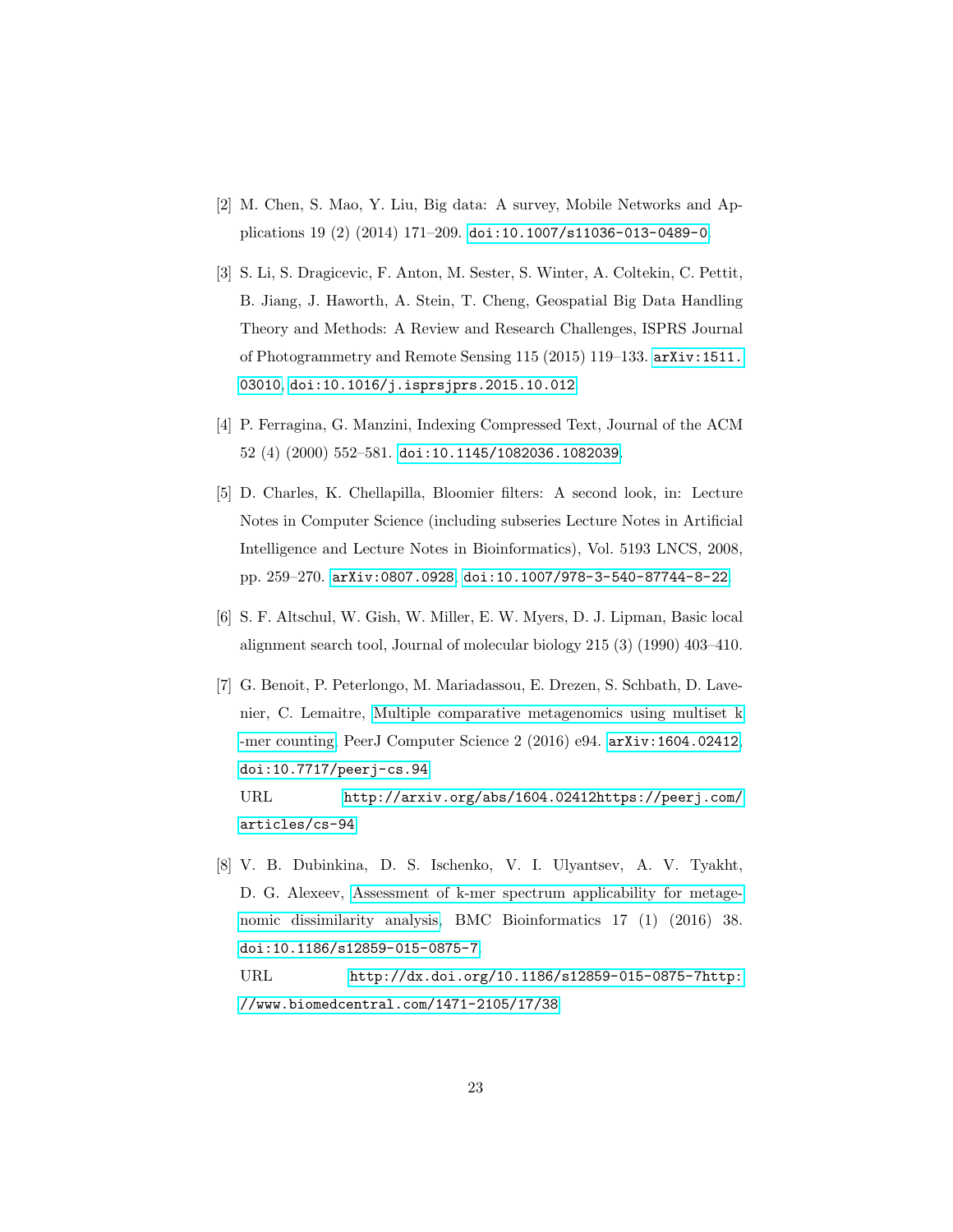[2] M. Chen, S. Mao, Y. Liu, Big data: A survey, Mobile Networks and Applications 19 (2) (2014) 171–209. doi:10.1007/s11036-013-0489-0.

[3] S. Li, S. Dragicevic, F. Anton, M. Sester, S. Winter, A. Coltekin, C. Pettit, B. Jiang, J. Haworth, A. Stein, T. Cheng, Geospatial Big Data Handling Theory and Methods: A Review and Research Challenges, ISPRS Journal of Photogrammetry and Remote Sensing 115 (2015) 119–133. arXiv:1511.03010, doi:10.1016/j.isprsjprs.2015.10.012.

[4] P. Ferragina, G. Manzini, Indexing Compressed Text, Journal of the ACM 52 (4) (2000) 552–581. doi:10.1145/1082036.1082039.

[5] D. Charles, K. Chellapilla, Bloomier filters: A second look, in: Lecture Notes in Computer Science (including subseries Lecture Notes in Artificial Intelligence and Lecture Notes in Bioinformatics), Vol. 5193 LNCS, 2008, pp. 259–270. arXiv:0807.0928, doi:10.1007/978-3-540-87744-8-22.

[6] S. F. Altschul, W. Gish, W. Miller, E. W. Myers, D. J. Lipman, Basic local alignment search tool, Journal of molecular biology 215 (3) (1990) 403–410.

[7] G. Benoit, P. Peterlongo, M. Mariadassou, E. Drezen, S. Schbath, D. Lavenier, C. Lemaitre, Multiple comparative metagenomics using multiset k-mer counting, PeerJ Computer Science 2 (2016) e94. arXiv:1604.02412, doi:10.7717/peerj-cs.94.
URL http://arxiv.org/abs/1604.02412https://peerj.com/articles/cs-94

[8] V. B. Dubinkina, D. S. Ischenko, V. I. Ulyantsev, A. V. Tyakht, D. G. Alexeev, Assessment of k-mer spectrum applicability for metagenomic dissimilarity analysis, BMC Bioinformatics 17 (1) (2016) 38. doi:10.1186/s12859-015-0875-7.
URL http://dx.doi.org/10.1186/s12859-015-0875-7http://www.biomedcentral.com/1471-2105/17/38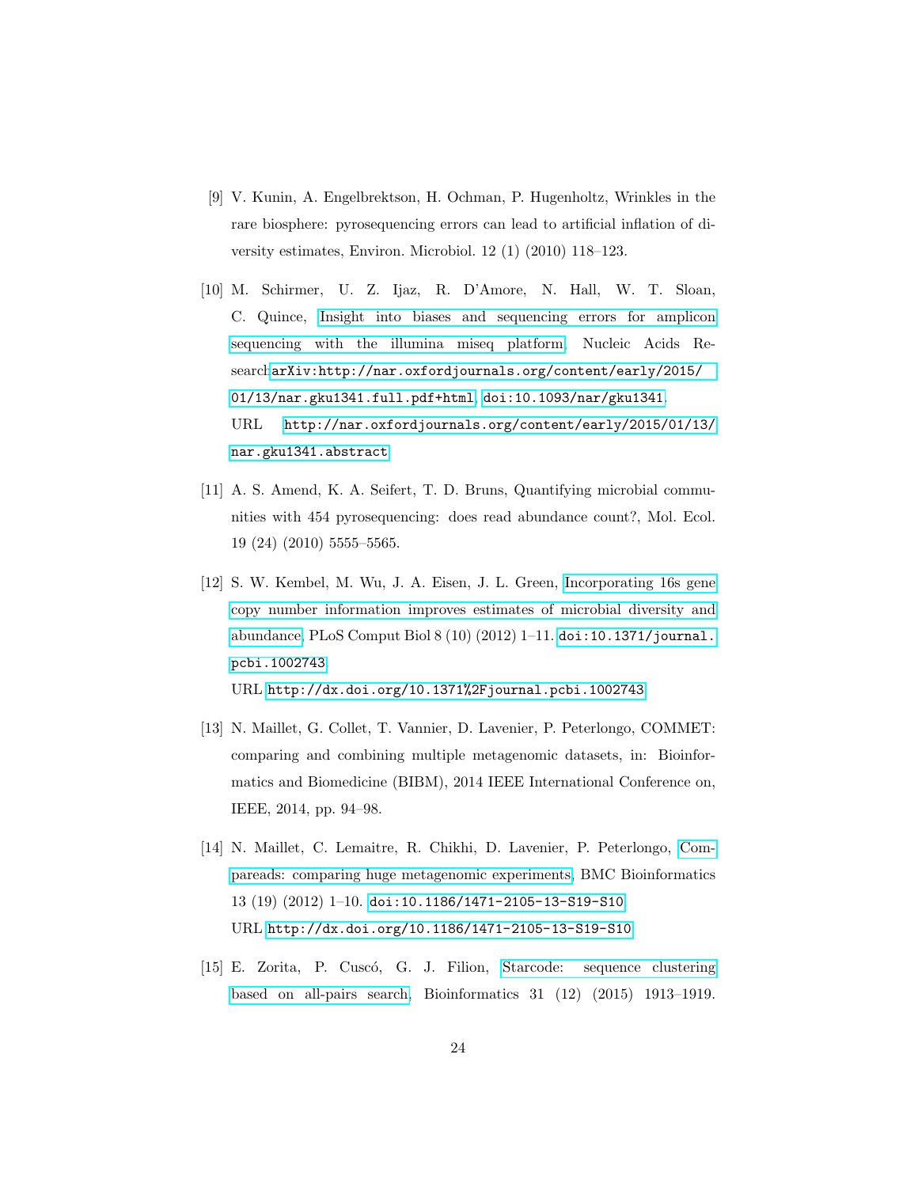[9] V. Kunin, A. Engelbrektson, H. Ochman, P. Hugenholtz, Wrinkles in the rare biosphere: pyrosequencing errors can lead to artificial inflation of diversity estimates, Environ. Microbiol. 12 (1) (2010) 118–123.

[10] M. Schirmer, U. Z. Ijaz, R. D'Amore, N. Hall, W. T. Sloan, C. Quince, Insight into biases and sequencing errors for amplicon sequencing with the illumina miseq platform, Nucleic Acids Research arXiv:http://nar.oxfordjournals.org/content/early/2015/01/13/nar.gku1341.full.pdf+html, doi:10.1093/nar/gku1341.
URL http://nar.oxfordjournals.org/content/early/2015/01/13/nar.gku1341.abstract

[11] A. S. Amend, K. A. Seifert, T. D. Bruns, Quantifying microbial communities with 454 pyrosequencing: does read abundance count?, Mol. Ecol. 19 (24) (2010) 5555–5565.

[12] S. W. Kembel, M. Wu, J. A. Eisen, J. L. Green, Incorporating 16s gene copy number information improves estimates of microbial diversity and abundance, PLoS Comput Biol 8 (10) (2012) 1–11. doi:10.1371/journal.pcbi.1002743.
URL http://dx.doi.org/10.1371%2Fjournal.pcbi.1002743

[13] N. Maillet, G. Collet, T. Vannier, D. Lavenier, P. Peterlongo, COMMET: comparing and combining multiple metagenomic datasets, in: Bioinformatics and Biomedicine (BIBM), 2014 IEEE International Conference on, IEEE, 2014, pp. 94–98.

[14] N. Maillet, C. Lemaitre, R. Chikhi, D. Lavenier, P. Peterlongo, Compareads: comparing huge metagenomic experiments, BMC Bioinformatics 13 (19) (2012) 1–10. doi:10.1186/1471-2105-13-S19-S10.
URL http://dx.doi.org/10.1186/1471-2105-13-S19-S10

[15] E. Zorita, P. Cuscó, G. J. Filion, Starcode: sequence clustering based on all-pairs search, Bioinformatics 31 (12) (2015) 1913–1919.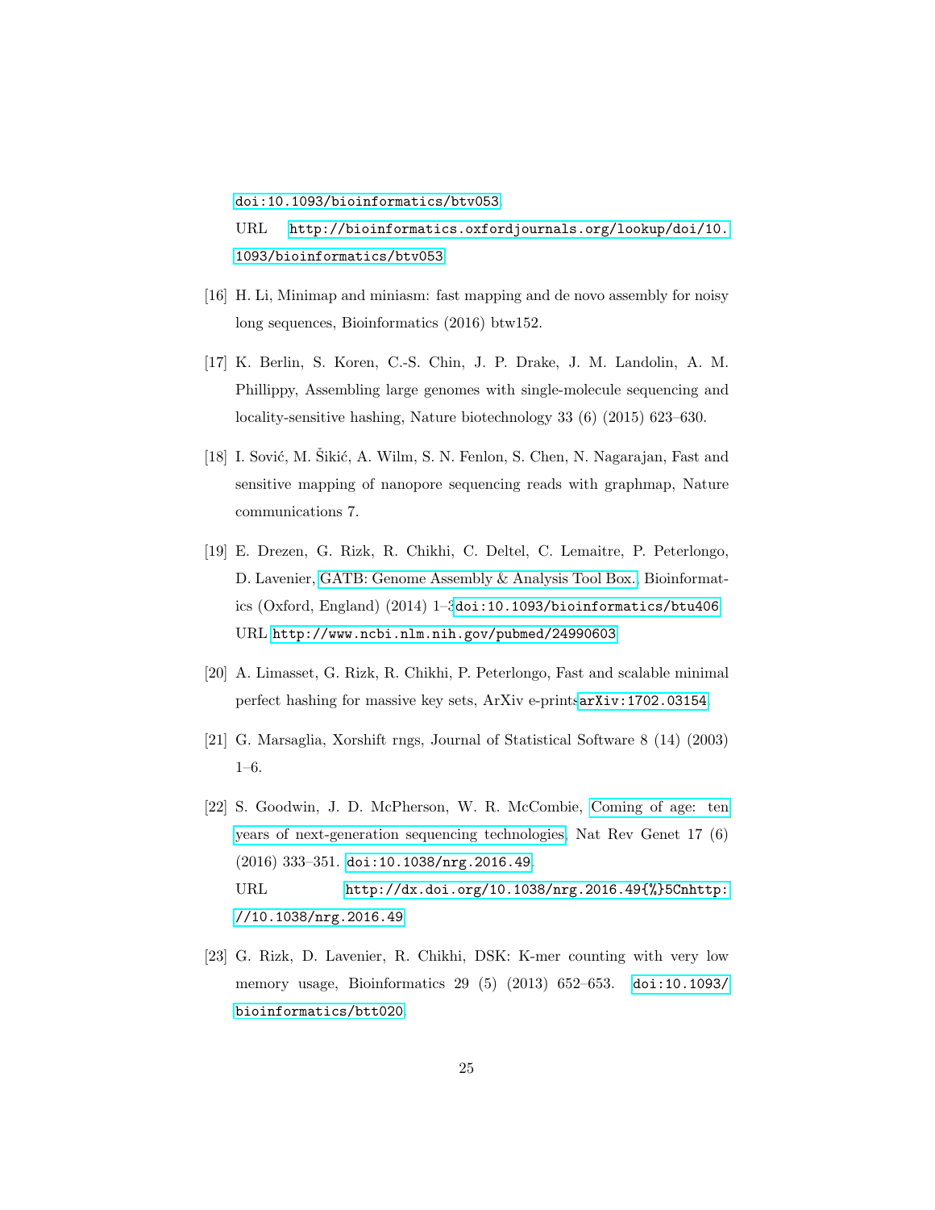doi:10.1093/bioinformatics/btv053.
URL http://bioinformatics.oxfordjournals.org/lookup/doi/10.1093/bioinformatics/btv053

[16] H. Li, Minimap and miniasm: fast mapping and de novo assembly for noisy long sequences, Bioinformatics (2016) btw152.

[17] K. Berlin, S. Koren, C.-S. Chin, J. P. Drake, J. M. Landolin, A. M. Phillippy, Assembling large genomes with single-molecule sequencing and locality-sensitive hashing, Nature biotechnology 33 (6) (2015) 623–630.

[18] I. Sović, M. Šikić, A. Wilm, S. N. Fenlon, S. Chen, N. Nagarajan, Fast and sensitive mapping of nanopore sequencing reads with graphmap, Nature communications 7.

[19] E. Drezen, G. Rizk, R. Chikhi, C. Deltel, C. Lemaitre, P. Peterlongo, D. Lavenier, GATB: Genome Assembly & Analysis Tool Box., Bioinformatics (Oxford, England) (2014) 1–3doi:10.1093/bioinformatics/btu406.
URL http://www.ncbi.nlm.nih.gov/pubmed/24990603

[20] A. Limasset, G. Rizk, R. Chikhi, P. Peterlongo, Fast and scalable minimal perfect hashing for massive key sets, ArXiv e-printsarXiv:1702.03154.

[21] G. Marsaglia, Xorshift rngs, Journal of Statistical Software 8 (14) (2003) 1–6.

[22] S. Goodwin, J. D. McPherson, W. R. McCombie, Coming of age: ten years of next-generation sequencing technologies, Nat Rev Genet 17 (6) (2016) 333–351. doi:10.1038/nrg.2016.49.
URL http://dx.doi.org/10.1038/nrg.2016.49{%}5Cnhttp://10.1038/nrg.2016.49

[23] G. Rizk, D. Lavenier, R. Chikhi, DSK: K-mer counting with very low memory usage, Bioinformatics 29 (5) (2013) 652–653. doi:10.1093/bioinformatics/btt020.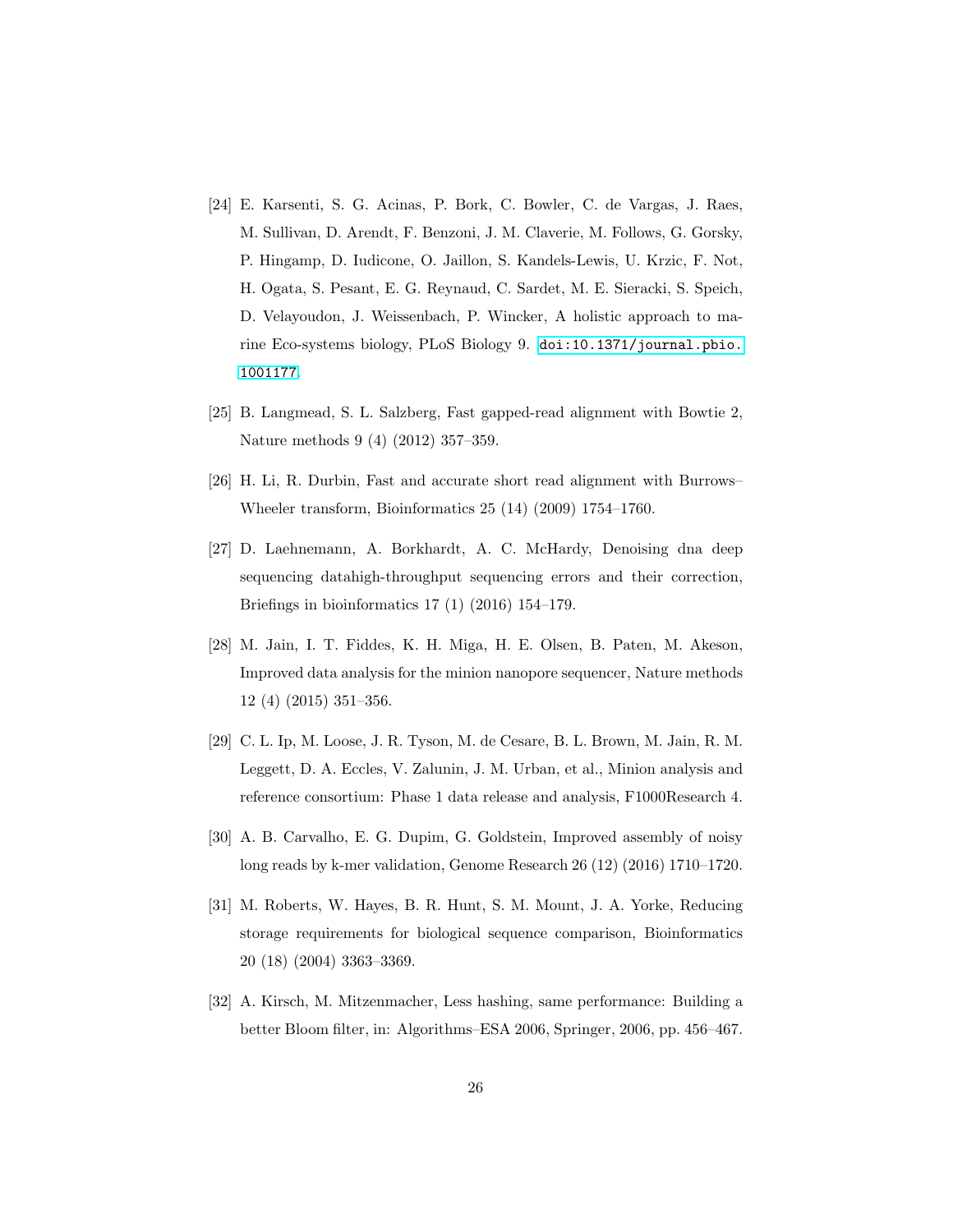[24] E. Karsenti, S. G. Acinas, P. Bork, C. Bowler, C. de Vargas, J. Raes, M. Sullivan, D. Arendt, F. Benzoni, J. M. Claverie, M. Follows, G. Gorsky, P. Hingamp, D. Iudicone, O. Jaillon, S. Kandels-Lewis, U. Krzic, F. Not, H. Ogata, S. Pesant, E. G. Reynaud, C. Sardet, M. E. Sieracki, S. Speich, D. Velayoudon, J. Weissenbach, P. Wincker, A holistic approach to marine Eco-systems biology, PLoS Biology 9. doi:10.1371/journal.pbio.1001177.

[25] B. Langmead, S. L. Salzberg, Fast gapped-read alignment with Bowtie 2, Nature methods 9 (4) (2012) 357–359.

[26] H. Li, R. Durbin, Fast and accurate short read alignment with Burrows–Wheeler transform, Bioinformatics 25 (14) (2009) 1754–1760.

[27] D. Laehnemann, A. Borkhardt, A. C. McHardy, Denoising dna deep sequencing datahigh-throughput sequencing errors and their correction, Briefings in bioinformatics 17 (1) (2016) 154–179.

[28] M. Jain, I. T. Fiddes, K. H. Miga, H. E. Olsen, B. Paten, M. Akeson, Improved data analysis for the minion nanopore sequencer, Nature methods 12 (4) (2015) 351–356.

[29] C. L. Ip, M. Loose, J. R. Tyson, M. de Cesare, B. L. Brown, M. Jain, R. M. Leggett, D. A. Eccles, V. Zalunin, J. M. Urban, et al., Minion analysis and reference consortium: Phase 1 data release and analysis, F1000Research 4.

[30] A. B. Carvalho, E. G. Dupim, G. Goldstein, Improved assembly of noisy long reads by k-mer validation, Genome Research 26 (12) (2016) 1710–1720.

[31] M. Roberts, W. Hayes, B. R. Hunt, S. M. Mount, J. A. Yorke, Reducing storage requirements for biological sequence comparison, Bioinformatics 20 (18) (2004) 3363–3369.

[32] A. Kirsch, M. Mitzenmacher, Less hashing, same performance: Building a better Bloom filter, in: Algorithms–ESA 2006, Springer, 2006, pp. 456–467.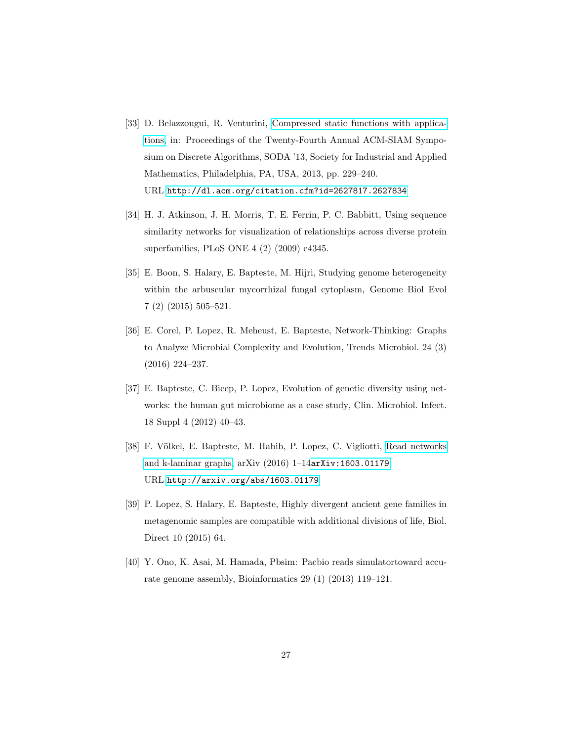[33] D. Belazzougui, R. Venturini, Compressed static functions with applications, in: Proceedings of the Twenty-Fourth Annual ACM-SIAM Symposium on Discrete Algorithms, SODA '13, Society for Industrial and Applied Mathematics, Philadelphia, PA, USA, 2013, pp. 229–240.
URL http://dl.acm.org/citation.cfm?id=2627817.2627834

[34] H. J. Atkinson, J. H. Morris, T. E. Ferrin, P. C. Babbitt, Using sequence similarity networks for visualization of relationships across diverse protein superfamilies, PLoS ONE 4 (2) (2009) e4345.

[35] E. Boon, S. Halary, E. Bapteste, M. Hijri, Studying genome heterogeneity within the arbuscular mycorrhizal fungal cytoplasm, Genome Biol Evol 7 (2) (2015) 505–521.

[36] E. Corel, P. Lopez, R. Meheust, E. Bapteste, Network-Thinking: Graphs to Analyze Microbial Complexity and Evolution, Trends Microbiol. 24 (3) (2016) 224–237.

[37] E. Bapteste, C. Bicep, P. Lopez, Evolution of genetic diversity using networks: the human gut microbiome as a case study, Clin. Microbiol. Infect. 18 Suppl 4 (2012) 40–43.

[38] F. Völkel, E. Bapteste, M. Habib, P. Lopez, C. Vigliotti, Read networks and k-laminar graphs, arXiv (2016) 1–14arXiv:1603.01179.
URL http://arxiv.org/abs/1603.01179

[39] P. Lopez, S. Halary, E. Bapteste, Highly divergent ancient gene families in metagenomic samples are compatible with additional divisions of life, Biol. Direct 10 (2015) 64.

[40] Y. Ono, K. Asai, M. Hamada, Pbsim: Pacbio reads simulatortoward accurate genome assembly, Bioinformatics 29 (1) (2013) 119–121.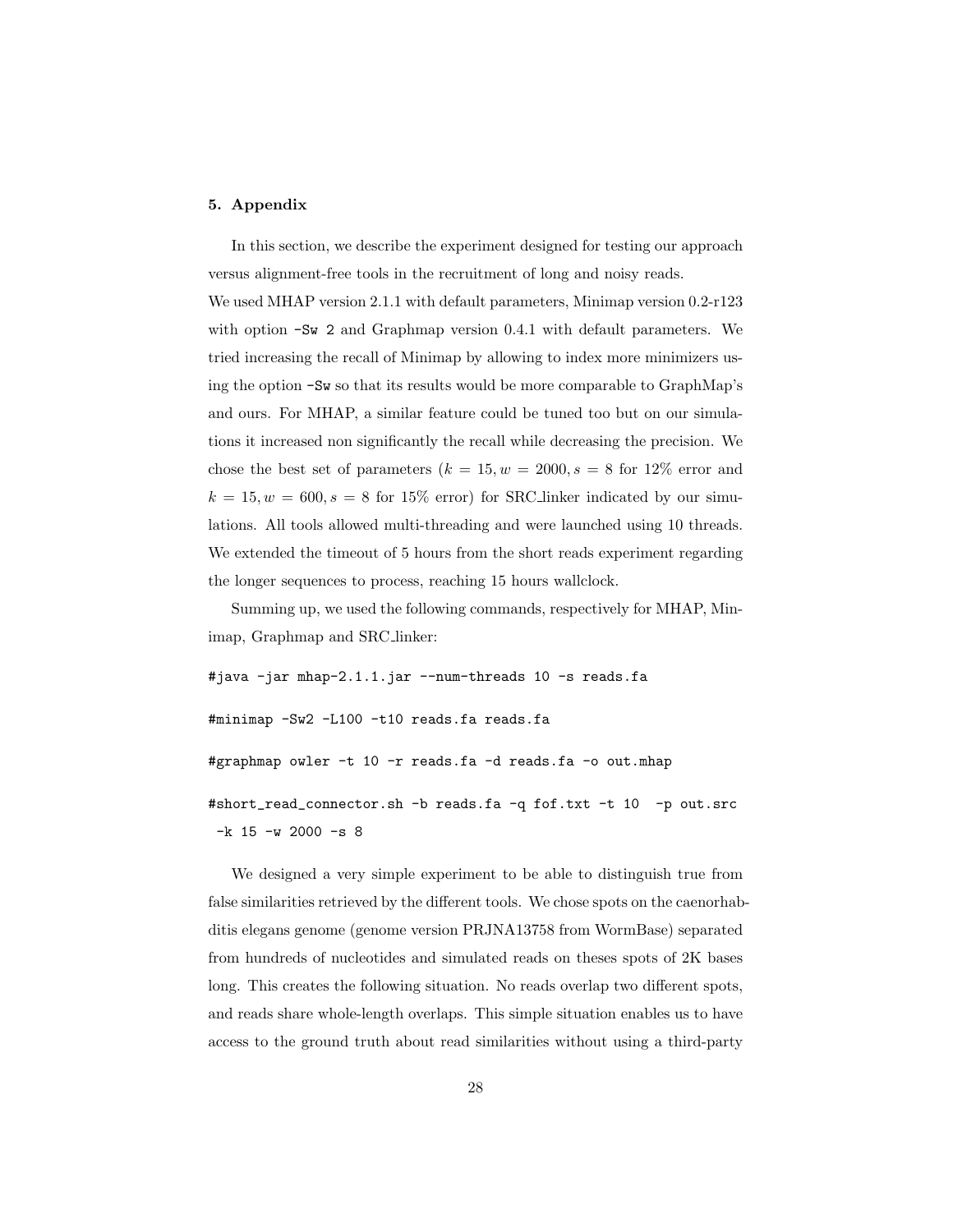## 5. Appendix

In this section, we describe the experiment designed for testing our approach versus alignment-free tools in the recruitment of long and noisy reads.
We used MHAP version 2.1.1 with default parameters, Minimap version 0.2-r123 with option `-Sw 2` and Graphmap version 0.4.1 with default parameters. We tried increasing the recall of Minimap by allowing to index more minimizers using the option `-Sw` so that its results would be more comparable to GraphMap's and ours. For MHAP, a similar feature could be tuned too but on our simulations it increased non significantly the recall while decreasing the precision. We chose the best set of parameters ($k = 15, w = 2000, s = 8$ for 12% error and $k = 15, w = 600, s = 8$ for 15% error) for SRC_linker indicated by our simulations. All tools allowed multi-threading and were launched using 10 threads. We extended the timeout of 5 hours from the short reads experiment regarding the longer sequences to process, reaching 15 hours wallclock.

Summing up, we used the following commands, respectively for MHAP, Minimap, Graphmap and SRC_linker:

```
#java -jar mhap-2.1.1.jar --num-threads 10 -s reads.fa

#minimap -Sw2 -L100 -t10 reads.fa reads.fa

#graphmap owler -t 10 -r reads.fa -d reads.fa -o out.mhap

#short_read_connector.sh -b reads.fa -q fof.txt -t 10  -p out.src
 -k 15 -w 2000 -s 8
```

We designed a very simple experiment to be able to distinguish true from false similarities retrieved by the different tools. We chose spots on the caenorhabditis elegans genome (genome version PRJNA13758 from WormBase) separated from hundreds of nucleotides and simulated reads on theses spots of 2K bases long. This creates the following situation. No reads overlap two different spots, and reads share whole-length overlaps. This simple situation enables us to have access to the ground truth about read similarities without using a third-party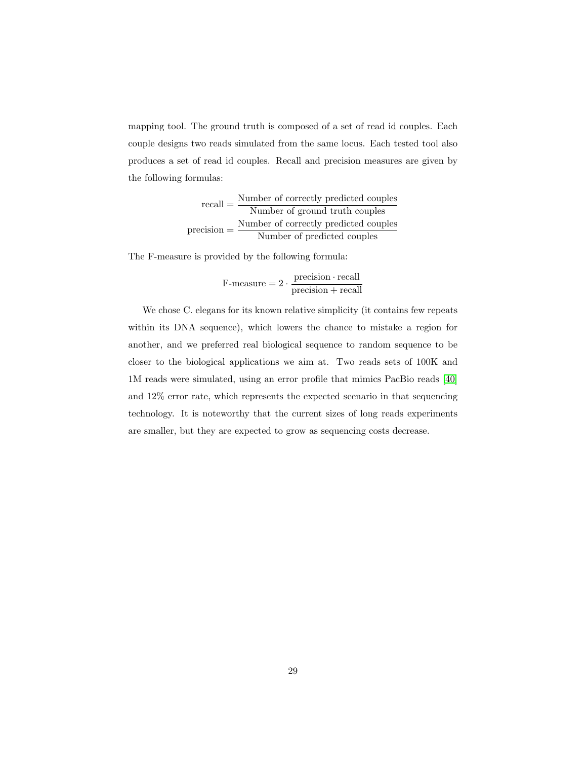mapping tool. The ground truth is composed of a set of read id couples. Each couple designs two reads simulated from the same locus. Each tested tool also produces a set of read id couples. Recall and precision measures are given by the following formulas:

$$\text{recall} = \frac{\text{Number of correctly predicted couples}}{\text{Number of ground truth couples}}$$

$$\text{precision} = \frac{\text{Number of correctly predicted couples}}{\text{Number of predicted couples}}$$

The F-measure is provided by the following formula:

$$\text{F-measure} = 2 \cdot \frac{\text{precision} \cdot \text{recall}}{\text{precision} + \text{recall}}$$

We chose C. elegans for its known relative simplicity (it contains few repeats within its DNA sequence), which lowers the chance to mistake a region for another, and we preferred real biological sequence to random sequence to be closer to the biological applications we aim at. Two reads sets of 100K and 1M reads were simulated, using an error profile that mimics PacBio reads [40] and 12% error rate, which represents the expected scenario in that sequencing technology. It is noteworthy that the current sizes of long reads experiments are smaller, but they are expected to grow as sequencing costs decrease.